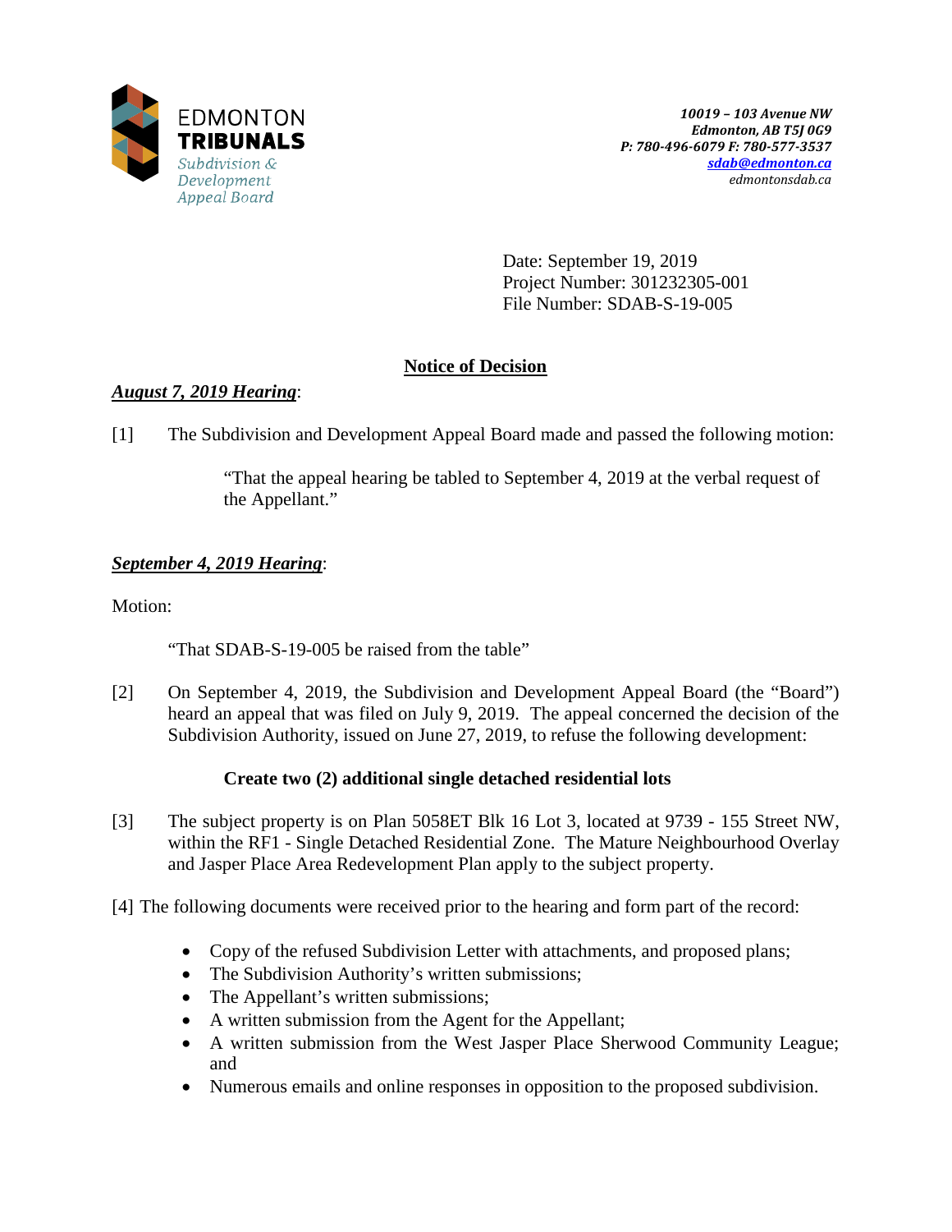EDMONTON
**TRIBUNALS**
*Subdivision & Development Appeal Board*

*10019 – 103 Avenue NW*
*Edmonton, AB T5J 0G9*
*P: 780-496-6079 F: 780-577-3537*
*sdab@edmonton.ca*
*edmontonsdab.ca*

Date: September 19, 2019
Project Number: 301232305-001
File Number: SDAB-S-19-005

## Notice of Decision

***August 7, 2019 Hearing***:

[1] The Subdivision and Development Appeal Board made and passed the following motion:

> "That the appeal hearing be tabled to September 4, 2019 at the verbal request of the Appellant."

***September 4, 2019 Hearing***:

Motion:

> "That SDAB-S-19-005 be raised from the table"

[2] On September 4, 2019, the Subdivision and Development Appeal Board (the "Board") heard an appeal that was filed on July 9, 2019. The appeal concerned the decision of the Subdivision Authority, issued on June 27, 2019, to refuse the following development:

**Create two (2) additional single detached residential lots**

[3] The subject property is on Plan 5058ET Blk 16 Lot 3, located at 9739 - 155 Street NW, within the RF1 - Single Detached Residential Zone. The Mature Neighbourhood Overlay and Jasper Place Area Redevelopment Plan apply to the subject property.

[4] The following documents were received prior to the hearing and form part of the record:

- Copy of the refused Subdivision Letter with attachments, and proposed plans;
- The Subdivision Authority's written submissions;
- The Appellant's written submissions;
- A written submission from the Agent for the Appellant;
- A written submission from the West Jasper Place Sherwood Community League; and
- Numerous emails and online responses in opposition to the proposed subdivision.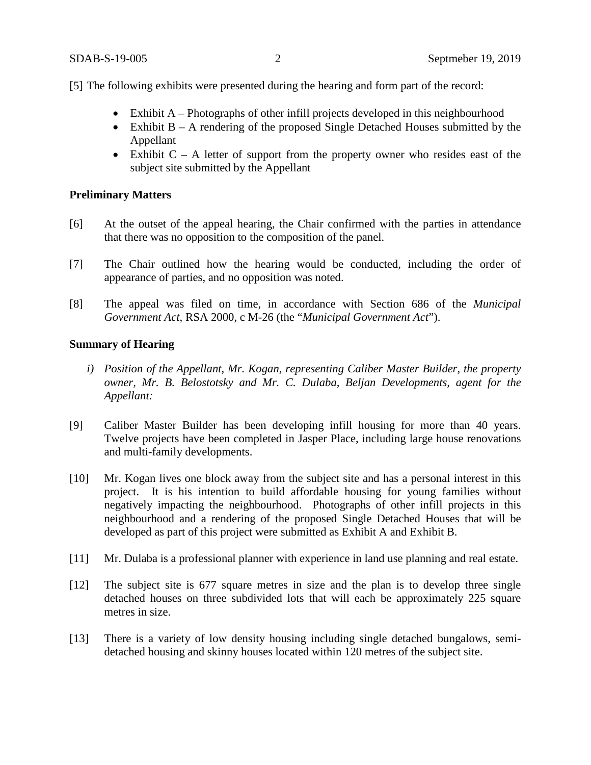[5] The following exhibits were presented during the hearing and form part of the record:

- Exhibit A – Photographs of other infill projects developed in this neighbourhood
- Exhibit B – A rendering of the proposed Single Detached Houses submitted by the Appellant
- Exhibit C – A letter of support from the property owner who resides east of the subject site submitted by the Appellant

**Preliminary Matters**

[6] At the outset of the appeal hearing, the Chair confirmed with the parties in attendance that there was no opposition to the composition of the panel.

[7] The Chair outlined how the hearing would be conducted, including the order of appearance of parties, and no opposition was noted.

[8] The appeal was filed on time, in accordance with Section 686 of the *Municipal Government Act*, RSA 2000, c M-26 (the "*Municipal Government Act*").

**Summary of Hearing**

*i) Position of the Appellant, Mr. Kogan, representing Caliber Master Builder, the property owner, Mr. B. Belostotsky and Mr. C. Dulaba, Beljan Developments, agent for the Appellant:*

[9] Caliber Master Builder has been developing infill housing for more than 40 years. Twelve projects have been completed in Jasper Place, including large house renovations and multi-family developments.

[10] Mr. Kogan lives one block away from the subject site and has a personal interest in this project. It is his intention to build affordable housing for young families without negatively impacting the neighbourhood. Photographs of other infill projects in this neighbourhood and a rendering of the proposed Single Detached Houses that will be developed as part of this project were submitted as Exhibit A and Exhibit B.

[11] Mr. Dulaba is a professional planner with experience in land use planning and real estate.

[12] The subject site is 677 square metres in size and the plan is to develop three single detached houses on three subdivided lots that will each be approximately 225 square metres in size.

[13] There is a variety of low density housing including single detached bungalows, semi-detached housing and skinny houses located within 120 metres of the subject site.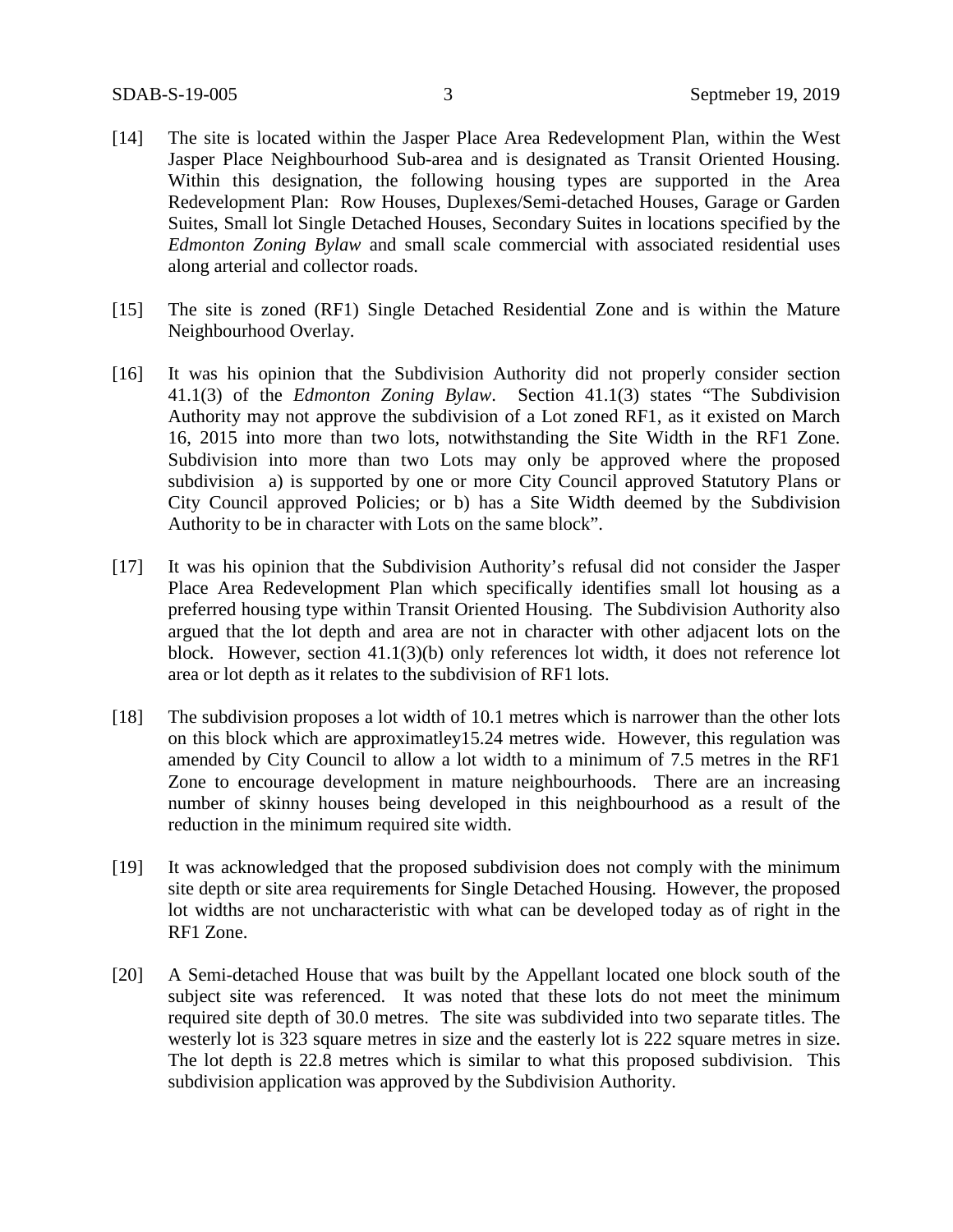[14] The site is located within the Jasper Place Area Redevelopment Plan, within the West Jasper Place Neighbourhood Sub-area and is designated as Transit Oriented Housing. Within this designation, the following housing types are supported in the Area Redevelopment Plan: Row Houses, Duplexes/Semi-detached Houses, Garage or Garden Suites, Small lot Single Detached Houses, Secondary Suites in locations specified by the *Edmonton Zoning Bylaw* and small scale commercial with associated residential uses along arterial and collector roads.

[15] The site is zoned (RF1) Single Detached Residential Zone and is within the Mature Neighbourhood Overlay.

[16] It was his opinion that the Subdivision Authority did not properly consider section 41.1(3) of the *Edmonton Zoning Bylaw*. Section 41.1(3) states "The Subdivision Authority may not approve the subdivision of a Lot zoned RF1, as it existed on March 16, 2015 into more than two lots, notwithstanding the Site Width in the RF1 Zone. Subdivision into more than two Lots may only be approved where the proposed subdivision a) is supported by one or more City Council approved Statutory Plans or City Council approved Policies; or b) has a Site Width deemed by the Subdivision Authority to be in character with Lots on the same block".

[17] It was his opinion that the Subdivision Authority's refusal did not consider the Jasper Place Area Redevelopment Plan which specifically identifies small lot housing as a preferred housing type within Transit Oriented Housing. The Subdivision Authority also argued that the lot depth and area are not in character with other adjacent lots on the block. However, section 41.1(3)(b) only references lot width, it does not reference lot area or lot depth as it relates to the subdivision of RF1 lots.

[18] The subdivision proposes a lot width of 10.1 metres which is narrower than the other lots on this block which are approximatley15.24 metres wide. However, this regulation was amended by City Council to allow a lot width to a minimum of 7.5 metres in the RF1 Zone to encourage development in mature neighbourhoods. There are an increasing number of skinny houses being developed in this neighbourhood as a result of the reduction in the minimum required site width.

[19] It was acknowledged that the proposed subdivision does not comply with the minimum site depth or site area requirements for Single Detached Housing. However, the proposed lot widths are not uncharacteristic with what can be developed today as of right in the RF1 Zone.

[20] A Semi-detached House that was built by the Appellant located one block south of the subject site was referenced. It was noted that these lots do not meet the minimum required site depth of 30.0 metres. The site was subdivided into two separate titles. The westerly lot is 323 square metres in size and the easterly lot is 222 square metres in size. The lot depth is 22.8 metres which is similar to what this proposed subdivision. This subdivision application was approved by the Subdivision Authority.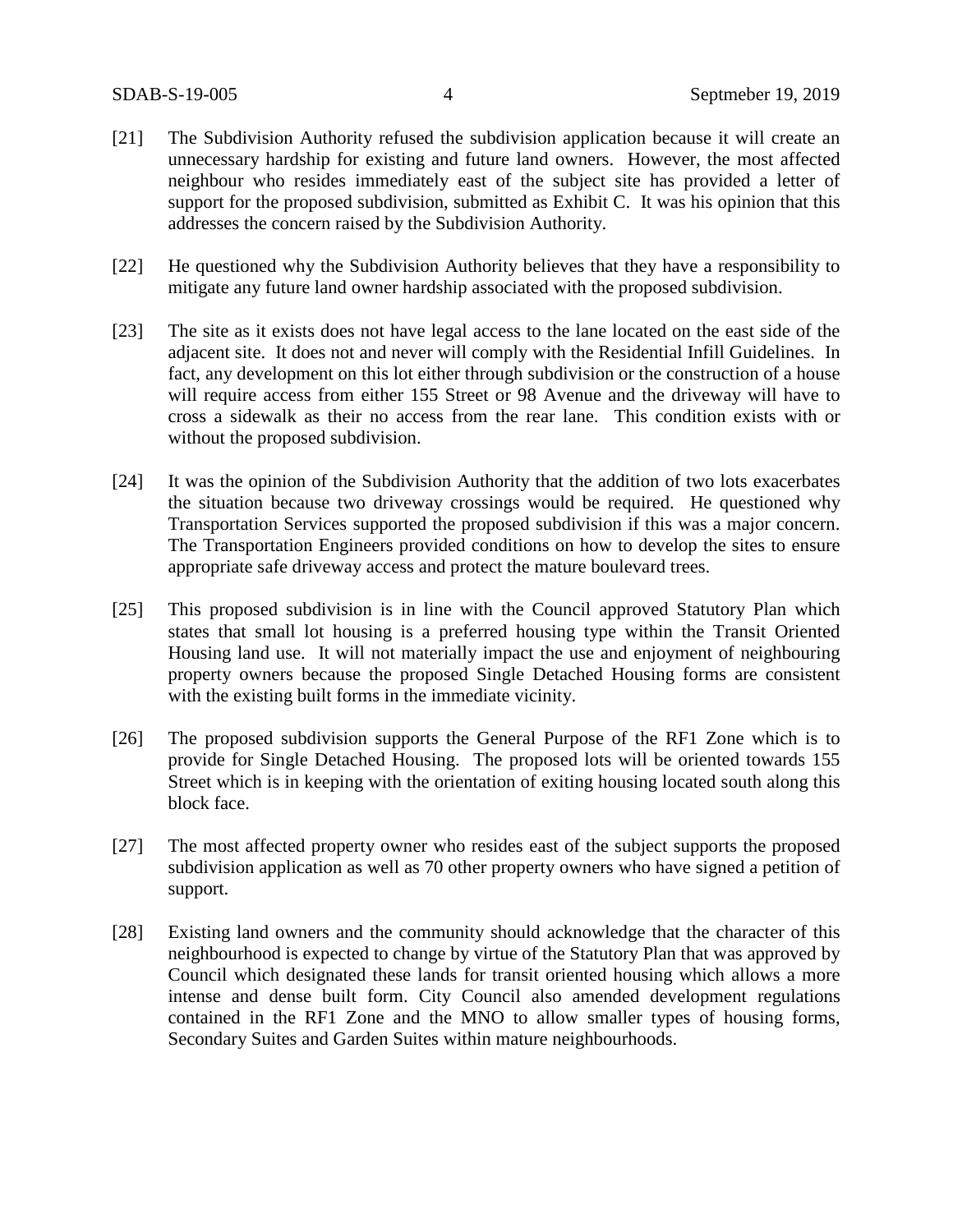[21] The Subdivision Authority refused the subdivision application because it will create an unnecessary hardship for existing and future land owners. However, the most affected neighbour who resides immediately east of the subject site has provided a letter of support for the proposed subdivision, submitted as Exhibit C. It was his opinion that this addresses the concern raised by the Subdivision Authority.

[22] He questioned why the Subdivision Authority believes that they have a responsibility to mitigate any future land owner hardship associated with the proposed subdivision.

[23] The site as it exists does not have legal access to the lane located on the east side of the adjacent site. It does not and never will comply with the Residential Infill Guidelines. In fact, any development on this lot either through subdivision or the construction of a house will require access from either 155 Street or 98 Avenue and the driveway will have to cross a sidewalk as their no access from the rear lane. This condition exists with or without the proposed subdivision.

[24] It was the opinion of the Subdivision Authority that the addition of two lots exacerbates the situation because two driveway crossings would be required. He questioned why Transportation Services supported the proposed subdivision if this was a major concern. The Transportation Engineers provided conditions on how to develop the sites to ensure appropriate safe driveway access and protect the mature boulevard trees.

[25] This proposed subdivision is in line with the Council approved Statutory Plan which states that small lot housing is a preferred housing type within the Transit Oriented Housing land use. It will not materially impact the use and enjoyment of neighbouring property owners because the proposed Single Detached Housing forms are consistent with the existing built forms in the immediate vicinity.

[26] The proposed subdivision supports the General Purpose of the RF1 Zone which is to provide for Single Detached Housing. The proposed lots will be oriented towards 155 Street which is in keeping with the orientation of exiting housing located south along this block face.

[27] The most affected property owner who resides east of the subject supports the proposed subdivision application as well as 70 other property owners who have signed a petition of support.

[28] Existing land owners and the community should acknowledge that the character of this neighbourhood is expected to change by virtue of the Statutory Plan that was approved by Council which designated these lands for transit oriented housing which allows a more intense and dense built form. City Council also amended development regulations contained in the RF1 Zone and the MNO to allow smaller types of housing forms, Secondary Suites and Garden Suites within mature neighbourhoods.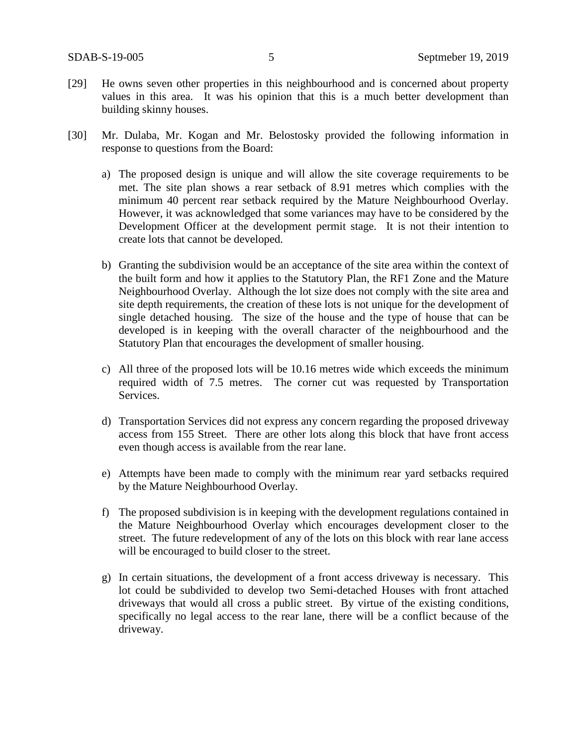[29] He owns seven other properties in this neighbourhood and is concerned about property values in this area. It was his opinion that this is a much better development than building skinny houses.

[30] Mr. Dulaba, Mr. Kogan and Mr. Belostosky provided the following information in response to questions from the Board:

a) The proposed design is unique and will allow the site coverage requirements to be met. The site plan shows a rear setback of 8.91 metres which complies with the minimum 40 percent rear setback required by the Mature Neighbourhood Overlay. However, it was acknowledged that some variances may have to be considered by the Development Officer at the development permit stage. It is not their intention to create lots that cannot be developed.

b) Granting the subdivision would be an acceptance of the site area within the context of the built form and how it applies to the Statutory Plan, the RF1 Zone and the Mature Neighbourhood Overlay. Although the lot size does not comply with the site area and site depth requirements, the creation of these lots is not unique for the development of single detached housing. The size of the house and the type of house that can be developed is in keeping with the overall character of the neighbourhood and the Statutory Plan that encourages the development of smaller housing.

c) All three of the proposed lots will be 10.16 metres wide which exceeds the minimum required width of 7.5 metres. The corner cut was requested by Transportation Services.

d) Transportation Services did not express any concern regarding the proposed driveway access from 155 Street. There are other lots along this block that have front access even though access is available from the rear lane.

e) Attempts have been made to comply with the minimum rear yard setbacks required by the Mature Neighbourhood Overlay.

f) The proposed subdivision is in keeping with the development regulations contained in the Mature Neighbourhood Overlay which encourages development closer to the street. The future redevelopment of any of the lots on this block with rear lane access will be encouraged to build closer to the street.

g) In certain situations, the development of a front access driveway is necessary. This lot could be subdivided to develop two Semi-detached Houses with front attached driveways that would all cross a public street. By virtue of the existing conditions, specifically no legal access to the rear lane, there will be a conflict because of the driveway.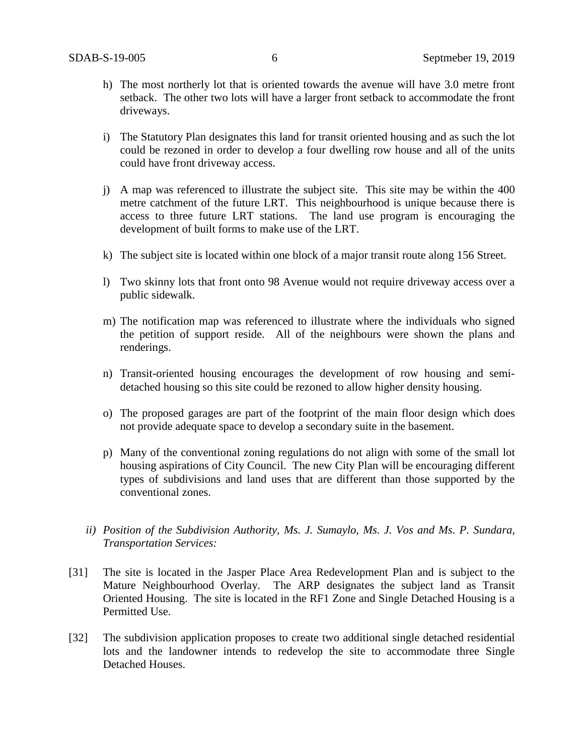h) The most northerly lot that is oriented towards the avenue will have 3.0 metre front setback. The other two lots will have a larger front setback to accommodate the front driveways.

i) The Statutory Plan designates this land for transit oriented housing and as such the lot could be rezoned in order to develop a four dwelling row house and all of the units could have front driveway access.

j) A map was referenced to illustrate the subject site. This site may be within the 400 metre catchment of the future LRT. This neighbourhood is unique because there is access to three future LRT stations. The land use program is encouraging the development of built forms to make use of the LRT.

k) The subject site is located within one block of a major transit route along 156 Street.

l) Two skinny lots that front onto 98 Avenue would not require driveway access over a public sidewalk.

m) The notification map was referenced to illustrate where the individuals who signed the petition of support reside. All of the neighbours were shown the plans and renderings.

n) Transit-oriented housing encourages the development of row housing and semi-detached housing so this site could be rezoned to allow higher density housing.

o) The proposed garages are part of the footprint of the main floor design which does not provide adequate space to develop a secondary suite in the basement.

p) Many of the conventional zoning regulations do not align with some of the small lot housing aspirations of City Council. The new City Plan will be encouraging different types of subdivisions and land uses that are different than those supported by the conventional zones.

*ii) Position of the Subdivision Authority, Ms. J. Sumaylo, Ms. J. Vos and Ms. P. Sundara, Transportation Services:*

[31] The site is located in the Jasper Place Area Redevelopment Plan and is subject to the Mature Neighbourhood Overlay. The ARP designates the subject land as Transit Oriented Housing. The site is located in the RF1 Zone and Single Detached Housing is a Permitted Use.

[32] The subdivision application proposes to create two additional single detached residential lots and the landowner intends to redevelop the site to accommodate three Single Detached Houses.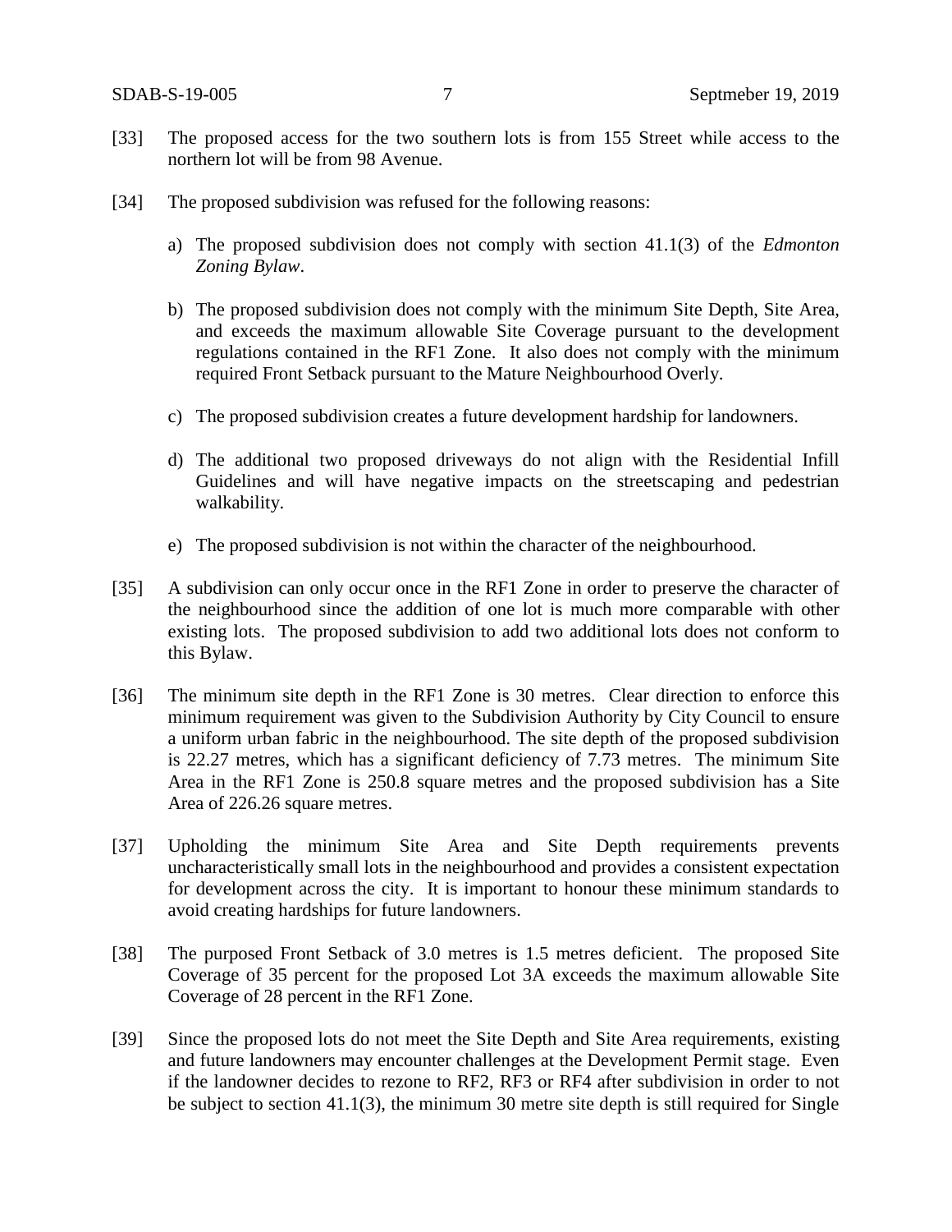[33] The proposed access for the two southern lots is from 155 Street while access to the northern lot will be from 98 Avenue.

[34] The proposed subdivision was refused for the following reasons:

a) The proposed subdivision does not comply with section 41.1(3) of the *Edmonton Zoning Bylaw*.

b) The proposed subdivision does not comply with the minimum Site Depth, Site Area, and exceeds the maximum allowable Site Coverage pursuant to the development regulations contained in the RF1 Zone. It also does not comply with the minimum required Front Setback pursuant to the Mature Neighbourhood Overly.

c) The proposed subdivision creates a future development hardship for landowners.

d) The additional two proposed driveways do not align with the Residential Infill Guidelines and will have negative impacts on the streetscaping and pedestrian walkability.

e) The proposed subdivision is not within the character of the neighbourhood.

[35] A subdivision can only occur once in the RF1 Zone in order to preserve the character of the neighbourhood since the addition of one lot is much more comparable with other existing lots. The proposed subdivision to add two additional lots does not conform to this Bylaw.

[36] The minimum site depth in the RF1 Zone is 30 metres. Clear direction to enforce this minimum requirement was given to the Subdivision Authority by City Council to ensure a uniform urban fabric in the neighbourhood. The site depth of the proposed subdivision is 22.27 metres, which has a significant deficiency of 7.73 metres. The minimum Site Area in the RF1 Zone is 250.8 square metres and the proposed subdivision has a Site Area of 226.26 square metres.

[37] Upholding the minimum Site Area and Site Depth requirements prevents uncharacteristically small lots in the neighbourhood and provides a consistent expectation for development across the city. It is important to honour these minimum standards to avoid creating hardships for future landowners.

[38] The purposed Front Setback of 3.0 metres is 1.5 metres deficient. The proposed Site Coverage of 35 percent for the proposed Lot 3A exceeds the maximum allowable Site Coverage of 28 percent in the RF1 Zone.

[39] Since the proposed lots do not meet the Site Depth and Site Area requirements, existing and future landowners may encounter challenges at the Development Permit stage. Even if the landowner decides to rezone to RF2, RF3 or RF4 after subdivision in order to not be subject to section 41.1(3), the minimum 30 metre site depth is still required for Single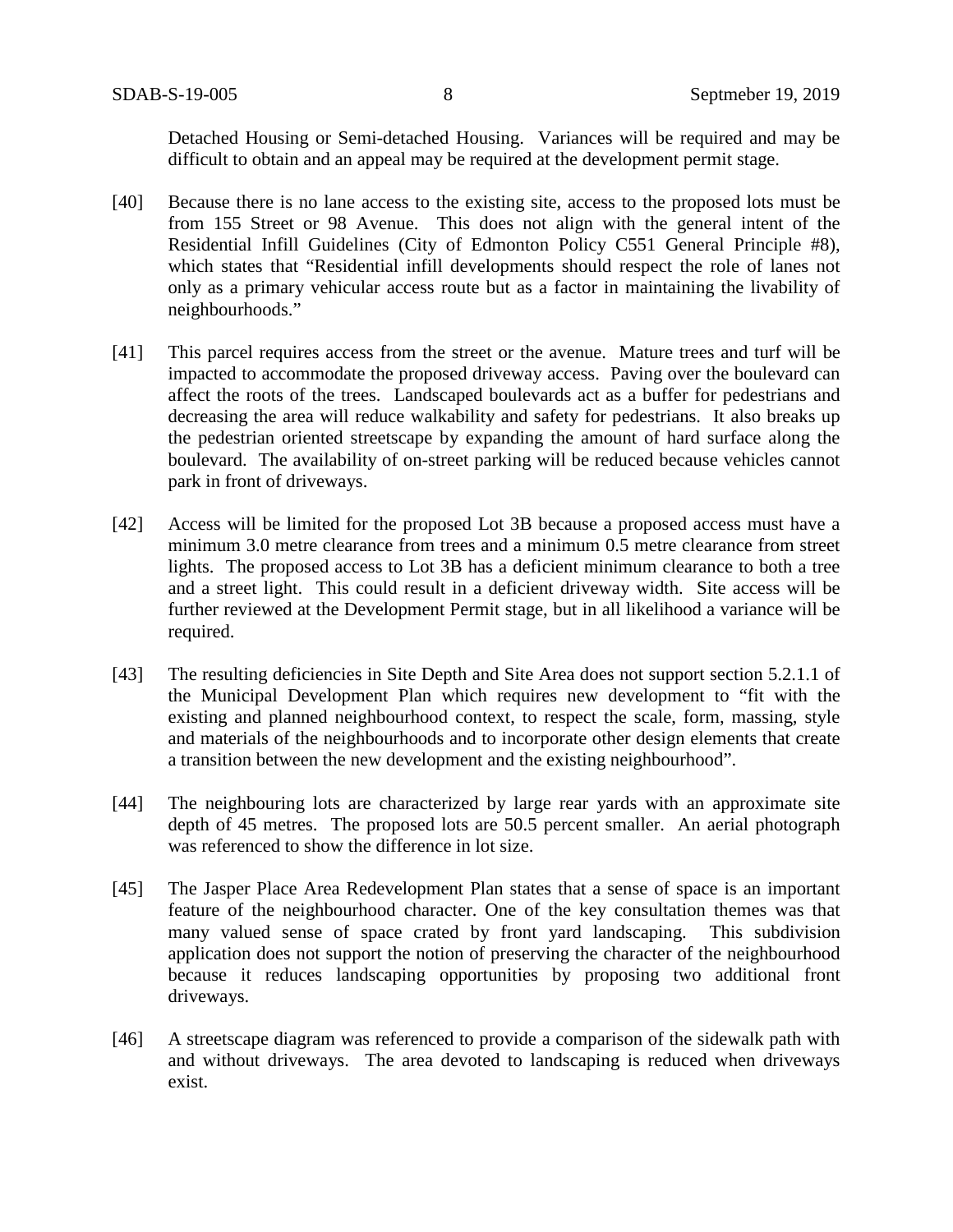Detached Housing or Semi-detached Housing. Variances will be required and may be difficult to obtain and an appeal may be required at the development permit stage.

[40] Because there is no lane access to the existing site, access to the proposed lots must be from 155 Street or 98 Avenue. This does not align with the general intent of the Residential Infill Guidelines (City of Edmonton Policy C551 General Principle #8), which states that "Residential infill developments should respect the role of lanes not only as a primary vehicular access route but as a factor in maintaining the livability of neighbourhoods."

[41] This parcel requires access from the street or the avenue. Mature trees and turf will be impacted to accommodate the proposed driveway access. Paving over the boulevard can affect the roots of the trees. Landscaped boulevards act as a buffer for pedestrians and decreasing the area will reduce walkability and safety for pedestrians. It also breaks up the pedestrian oriented streetscape by expanding the amount of hard surface along the boulevard. The availability of on-street parking will be reduced because vehicles cannot park in front of driveways.

[42] Access will be limited for the proposed Lot 3B because a proposed access must have a minimum 3.0 metre clearance from trees and a minimum 0.5 metre clearance from street lights. The proposed access to Lot 3B has a deficient minimum clearance to both a tree and a street light. This could result in a deficient driveway width. Site access will be further reviewed at the Development Permit stage, but in all likelihood a variance will be required.

[43] The resulting deficiencies in Site Depth and Site Area does not support section 5.2.1.1 of the Municipal Development Plan which requires new development to "fit with the existing and planned neighbourhood context, to respect the scale, form, massing, style and materials of the neighbourhoods and to incorporate other design elements that create a transition between the new development and the existing neighbourhood".

[44] The neighbouring lots are characterized by large rear yards with an approximate site depth of 45 metres. The proposed lots are 50.5 percent smaller. An aerial photograph was referenced to show the difference in lot size.

[45] The Jasper Place Area Redevelopment Plan states that a sense of space is an important feature of the neighbourhood character. One of the key consultation themes was that many valued sense of space crated by front yard landscaping. This subdivision application does not support the notion of preserving the character of the neighbourhood because it reduces landscaping opportunities by proposing two additional front driveways.

[46] A streetscape diagram was referenced to provide a comparison of the sidewalk path with and without driveways. The area devoted to landscaping is reduced when driveways exist.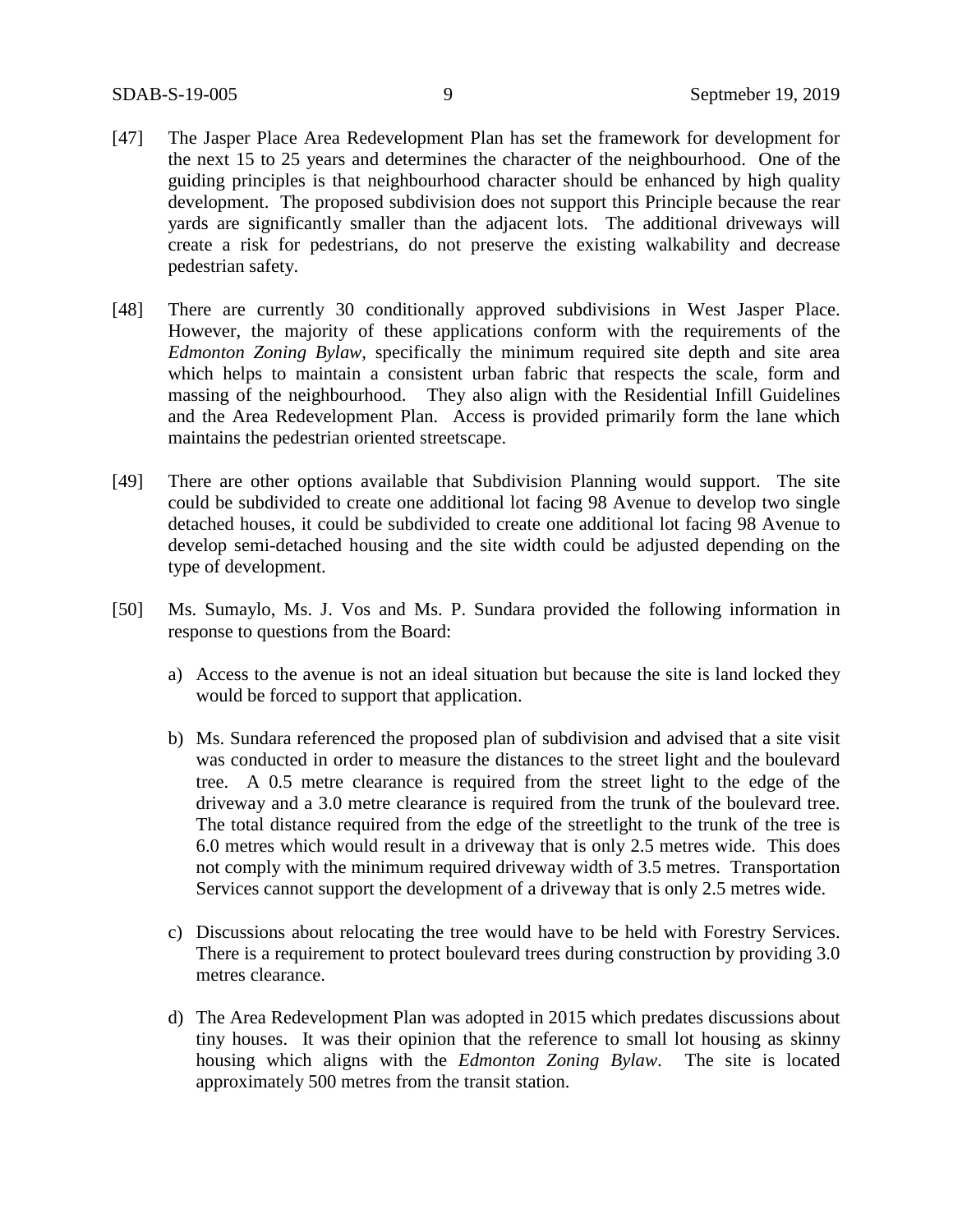[47] The Jasper Place Area Redevelopment Plan has set the framework for development for the next 15 to 25 years and determines the character of the neighbourhood. One of the guiding principles is that neighbourhood character should be enhanced by high quality development. The proposed subdivision does not support this Principle because the rear yards are significantly smaller than the adjacent lots. The additional driveways will create a risk for pedestrians, do not preserve the existing walkability and decrease pedestrian safety.

[48] There are currently 30 conditionally approved subdivisions in West Jasper Place. However, the majority of these applications conform with the requirements of the *Edmonton Zoning Bylaw*, specifically the minimum required site depth and site area which helps to maintain a consistent urban fabric that respects the scale, form and massing of the neighbourhood. They also align with the Residential Infill Guidelines and the Area Redevelopment Plan. Access is provided primarily form the lane which maintains the pedestrian oriented streetscape.

[49] There are other options available that Subdivision Planning would support. The site could be subdivided to create one additional lot facing 98 Avenue to develop two single detached houses, it could be subdivided to create one additional lot facing 98 Avenue to develop semi-detached housing and the site width could be adjusted depending on the type of development.

[50] Ms. Sumaylo, Ms. J. Vos and Ms. P. Sundara provided the following information in response to questions from the Board:

a) Access to the avenue is not an ideal situation but because the site is land locked they would be forced to support that application.

b) Ms. Sundara referenced the proposed plan of subdivision and advised that a site visit was conducted in order to measure the distances to the street light and the boulevard tree. A 0.5 metre clearance is required from the street light to the edge of the driveway and a 3.0 metre clearance is required from the trunk of the boulevard tree. The total distance required from the edge of the streetlight to the trunk of the tree is 6.0 metres which would result in a driveway that is only 2.5 metres wide. This does not comply with the minimum required driveway width of 3.5 metres. Transportation Services cannot support the development of a driveway that is only 2.5 metres wide.

c) Discussions about relocating the tree would have to be held with Forestry Services. There is a requirement to protect boulevard trees during construction by providing 3.0 metres clearance.

d) The Area Redevelopment Plan was adopted in 2015 which predates discussions about tiny houses. It was their opinion that the reference to small lot housing as skinny housing which aligns with the *Edmonton Zoning Bylaw*. The site is located approximately 500 metres from the transit station.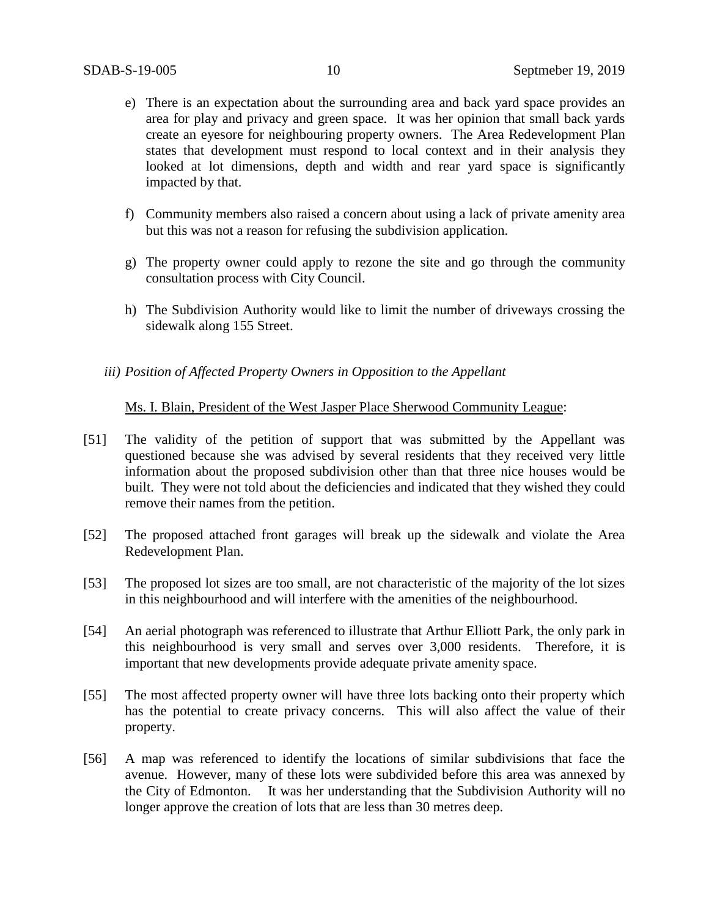e) There is an expectation about the surrounding area and back yard space provides an area for play and privacy and green space. It was her opinion that small back yards create an eyesore for neighbouring property owners. The Area Redevelopment Plan states that development must respond to local context and in their analysis they looked at lot dimensions, depth and width and rear yard space is significantly impacted by that.

f) Community members also raised a concern about using a lack of private amenity area but this was not a reason for refusing the subdivision application.

g) The property owner could apply to rezone the site and go through the community consultation process with City Council.

h) The Subdivision Authority would like to limit the number of driveways crossing the sidewalk along 155 Street.

*iii) Position of Affected Property Owners in Opposition to the Appellant*

Ms. I. Blain, President of the West Jasper Place Sherwood Community League:

[51] The validity of the petition of support that was submitted by the Appellant was questioned because she was advised by several residents that they received very little information about the proposed subdivision other than that three nice houses would be built. They were not told about the deficiencies and indicated that they wished they could remove their names from the petition.

[52] The proposed attached front garages will break up the sidewalk and violate the Area Redevelopment Plan.

[53] The proposed lot sizes are too small, are not characteristic of the majority of the lot sizes in this neighbourhood and will interfere with the amenities of the neighbourhood.

[54] An aerial photograph was referenced to illustrate that Arthur Elliott Park, the only park in this neighbourhood is very small and serves over 3,000 residents. Therefore, it is important that new developments provide adequate private amenity space.

[55] The most affected property owner will have three lots backing onto their property which has the potential to create privacy concerns. This will also affect the value of their property.

[56] A map was referenced to identify the locations of similar subdivisions that face the avenue. However, many of these lots were subdivided before this area was annexed by the City of Edmonton. It was her understanding that the Subdivision Authority will no longer approve the creation of lots that are less than 30 metres deep.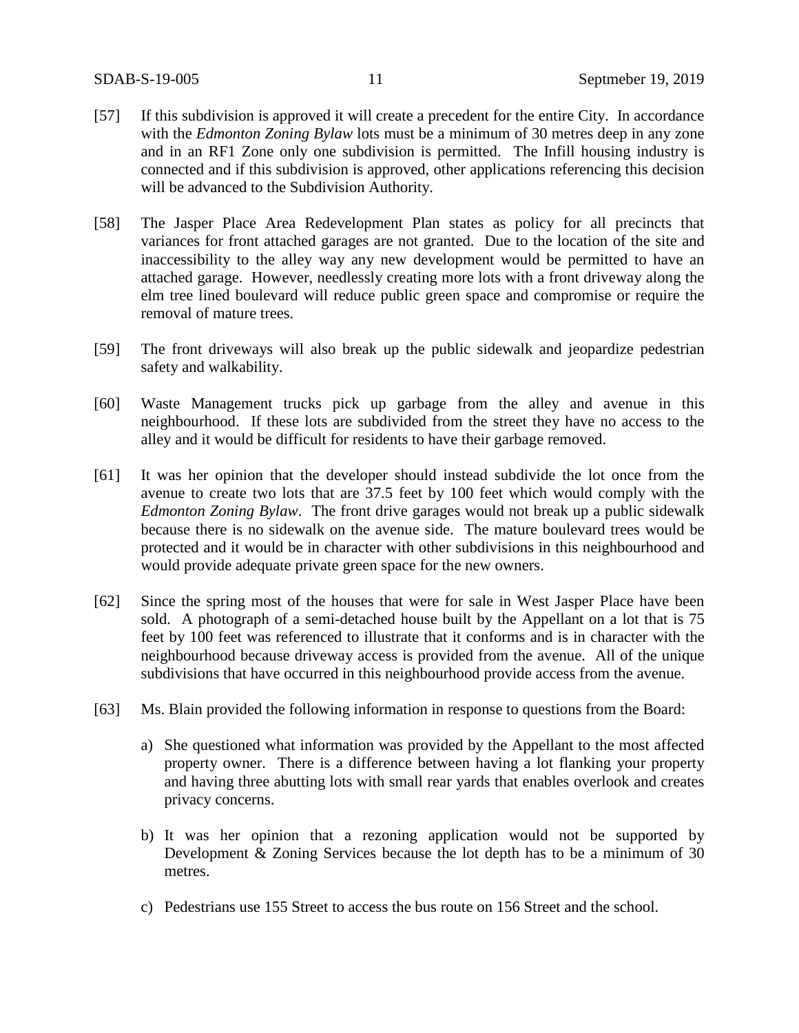[57] If this subdivision is approved it will create a precedent for the entire City. In accordance with the *Edmonton Zoning Bylaw* lots must be a minimum of 30 metres deep in any zone and in an RF1 Zone only one subdivision is permitted. The Infill housing industry is connected and if this subdivision is approved, other applications referencing this decision will be advanced to the Subdivision Authority.

[58] The Jasper Place Area Redevelopment Plan states as policy for all precincts that variances for front attached garages are not granted. Due to the location of the site and inaccessibility to the alley way any new development would be permitted to have an attached garage. However, needlessly creating more lots with a front driveway along the elm tree lined boulevard will reduce public green space and compromise or require the removal of mature trees.

[59] The front driveways will also break up the public sidewalk and jeopardize pedestrian safety and walkability.

[60] Waste Management trucks pick up garbage from the alley and avenue in this neighbourhood. If these lots are subdivided from the street they have no access to the alley and it would be difficult for residents to have their garbage removed.

[61] It was her opinion that the developer should instead subdivide the lot once from the avenue to create two lots that are 37.5 feet by 100 feet which would comply with the *Edmonton Zoning Bylaw*. The front drive garages would not break up a public sidewalk because there is no sidewalk on the avenue side. The mature boulevard trees would be protected and it would be in character with other subdivisions in this neighbourhood and would provide adequate private green space for the new owners.

[62] Since the spring most of the houses that were for sale in West Jasper Place have been sold. A photograph of a semi-detached house built by the Appellant on a lot that is 75 feet by 100 feet was referenced to illustrate that it conforms and is in character with the neighbourhood because driveway access is provided from the avenue. All of the unique subdivisions that have occurred in this neighbourhood provide access from the avenue.

[63] Ms. Blain provided the following information in response to questions from the Board:

a) She questioned what information was provided by the Appellant to the most affected property owner. There is a difference between having a lot flanking your property and having three abutting lots with small rear yards that enables overlook and creates privacy concerns.

b) It was her opinion that a rezoning application would not be supported by Development & Zoning Services because the lot depth has to be a minimum of 30 metres.

c) Pedestrians use 155 Street to access the bus route on 156 Street and the school.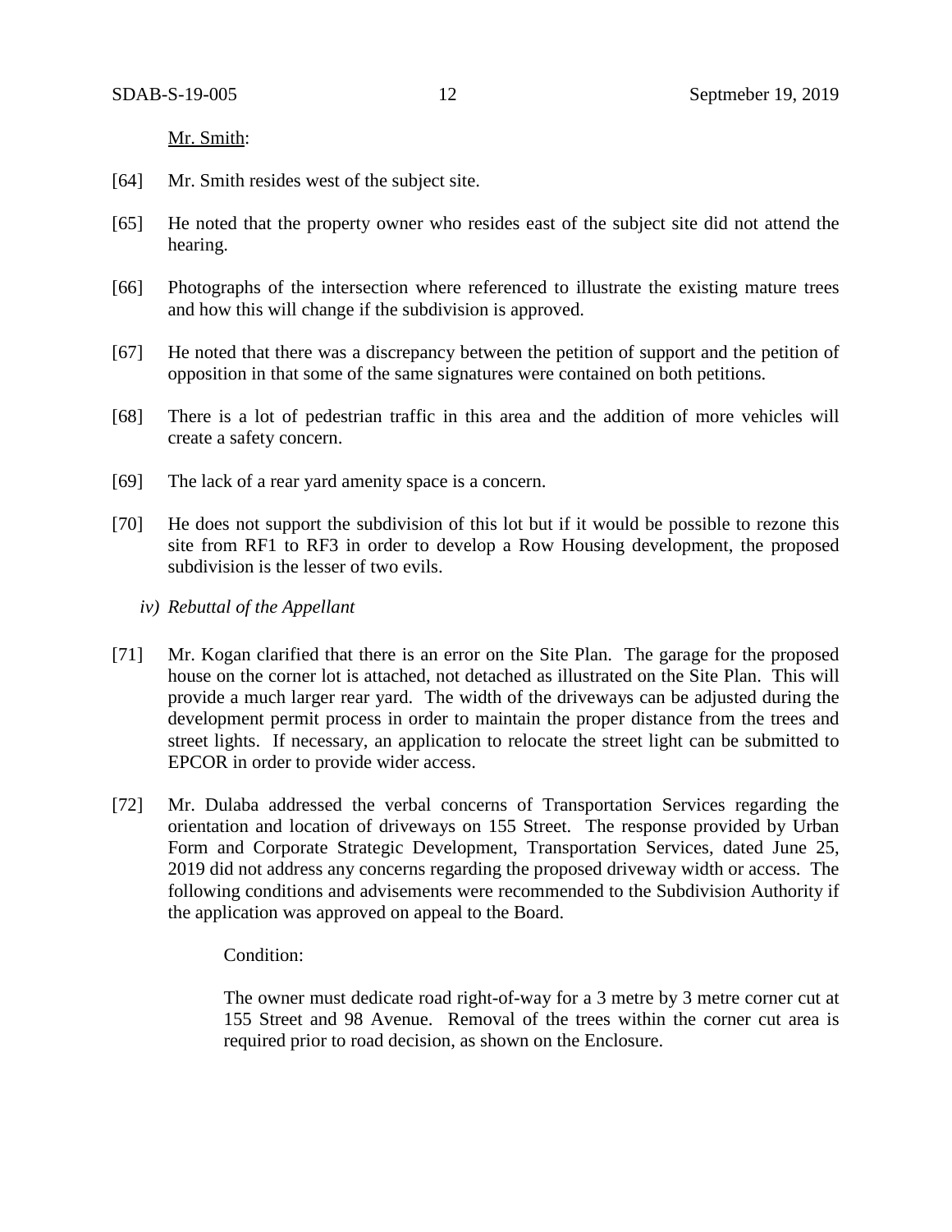Mr. Smith:

[64] Mr. Smith resides west of the subject site.

[65] He noted that the property owner who resides east of the subject site did not attend the hearing.

[66] Photographs of the intersection where referenced to illustrate the existing mature trees and how this will change if the subdivision is approved.

[67] He noted that there was a discrepancy between the petition of support and the petition of opposition in that some of the same signatures were contained on both petitions.

[68] There is a lot of pedestrian traffic in this area and the addition of more vehicles will create a safety concern.

[69] The lack of a rear yard amenity space is a concern.

[70] He does not support the subdivision of this lot but if it would be possible to rezone this site from RF1 to RF3 in order to develop a Row Housing development, the proposed subdivision is the lesser of two evils.

*iv) Rebuttal of the Appellant*

[71] Mr. Kogan clarified that there is an error on the Site Plan. The garage for the proposed house on the corner lot is attached, not detached as illustrated on the Site Plan. This will provide a much larger rear yard. The width of the driveways can be adjusted during the development permit process in order to maintain the proper distance from the trees and street lights. If necessary, an application to relocate the street light can be submitted to EPCOR in order to provide wider access.

[72] Mr. Dulaba addressed the verbal concerns of Transportation Services regarding the orientation and location of driveways on 155 Street. The response provided by Urban Form and Corporate Strategic Development, Transportation Services, dated June 25, 2019 did not address any concerns regarding the proposed driveway width or access. The following conditions and advisements were recommended to the Subdivision Authority if the application was approved on appeal to the Board.

Condition:

The owner must dedicate road right-of-way for a 3 metre by 3 metre corner cut at 155 Street and 98 Avenue. Removal of the trees within the corner cut area is required prior to road decision, as shown on the Enclosure.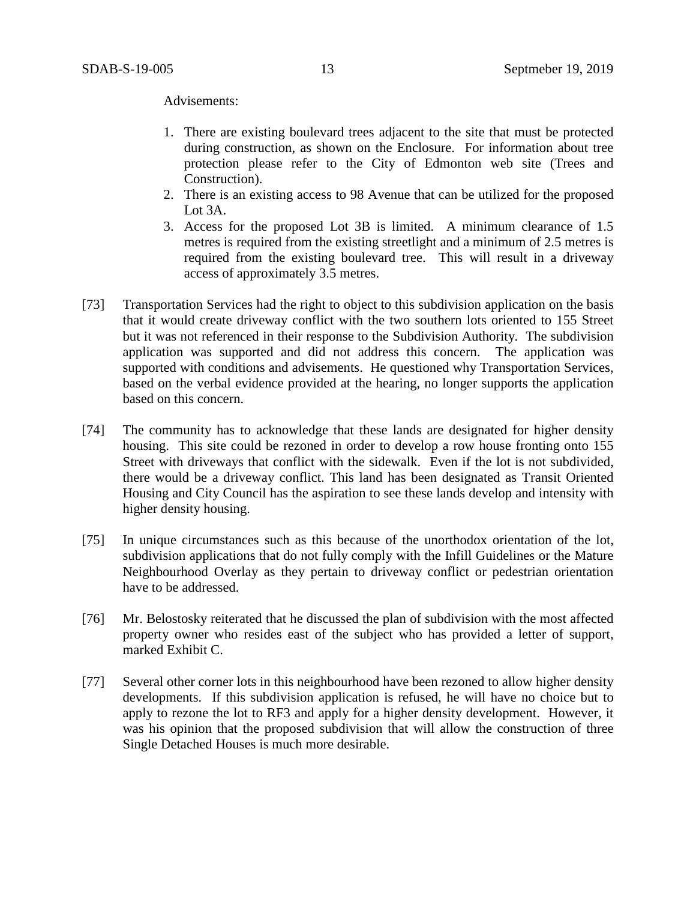Advisements:

1. There are existing boulevard trees adjacent to the site that must be protected during construction, as shown on the Enclosure. For information about tree protection please refer to the City of Edmonton web site (Trees and Construction).
2. There is an existing access to 98 Avenue that can be utilized for the proposed Lot 3A.
3. Access for the proposed Lot 3B is limited. A minimum clearance of 1.5 metres is required from the existing streetlight and a minimum of 2.5 metres is required from the existing boulevard tree. This will result in a driveway access of approximately 3.5 metres.

[73] Transportation Services had the right to object to this subdivision application on the basis that it would create driveway conflict with the two southern lots oriented to 155 Street but it was not referenced in their response to the Subdivision Authority. The subdivision application was supported and did not address this concern. The application was supported with conditions and advisements. He questioned why Transportation Services, based on the verbal evidence provided at the hearing, no longer supports the application based on this concern.

[74] The community has to acknowledge that these lands are designated for higher density housing. This site could be rezoned in order to develop a row house fronting onto 155 Street with driveways that conflict with the sidewalk. Even if the lot is not subdivided, there would be a driveway conflict. This land has been designated as Transit Oriented Housing and City Council has the aspiration to see these lands develop and intensity with higher density housing.

[75] In unique circumstances such as this because of the unorthodox orientation of the lot, subdivision applications that do not fully comply with the Infill Guidelines or the Mature Neighbourhood Overlay as they pertain to driveway conflict or pedestrian orientation have to be addressed.

[76] Mr. Belostosky reiterated that he discussed the plan of subdivision with the most affected property owner who resides east of the subject who has provided a letter of support, marked Exhibit C.

[77] Several other corner lots in this neighbourhood have been rezoned to allow higher density developments. If this subdivision application is refused, he will have no choice but to apply to rezone the lot to RF3 and apply for a higher density development. However, it was his opinion that the proposed subdivision that will allow the construction of three Single Detached Houses is much more desirable.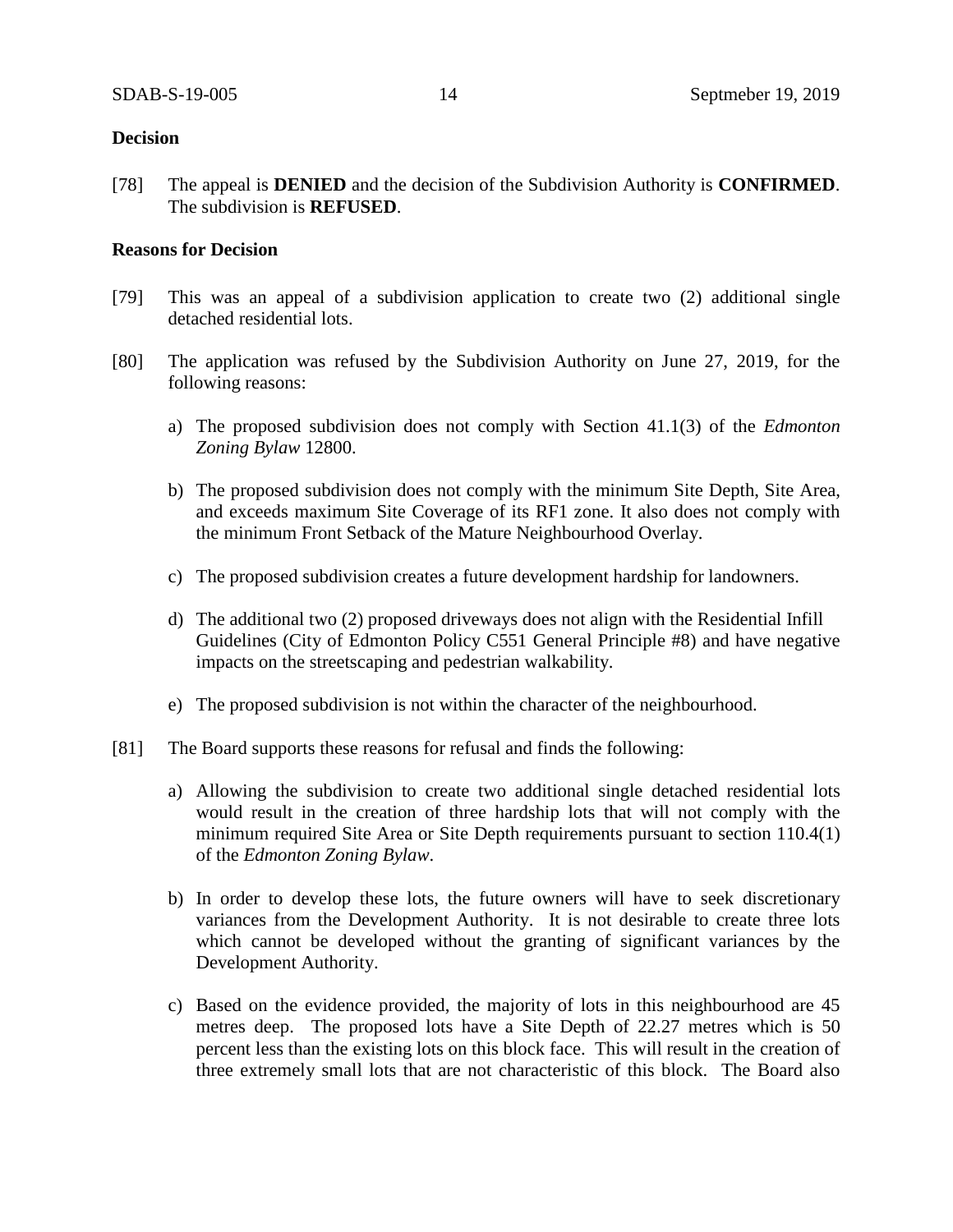**Decision**

[78] The appeal is **DENIED** and the decision of the Subdivision Authority is **CONFIRMED**. The subdivision is **REFUSED**.

**Reasons for Decision**

[79] This was an appeal of a subdivision application to create two (2) additional single detached residential lots.

[80] The application was refused by the Subdivision Authority on June 27, 2019, for the following reasons:

a) The proposed subdivision does not comply with Section 41.1(3) of the *Edmonton Zoning Bylaw* 12800.

b) The proposed subdivision does not comply with the minimum Site Depth, Site Area, and exceeds maximum Site Coverage of its RF1 zone. It also does not comply with the minimum Front Setback of the Mature Neighbourhood Overlay.

c) The proposed subdivision creates a future development hardship for landowners.

d) The additional two (2) proposed driveways does not align with the Residential Infill Guidelines (City of Edmonton Policy C551 General Principle #8) and have negative impacts on the streetscaping and pedestrian walkability.

e) The proposed subdivision is not within the character of the neighbourhood.

[81] The Board supports these reasons for refusal and finds the following:

a) Allowing the subdivision to create two additional single detached residential lots would result in the creation of three hardship lots that will not comply with the minimum required Site Area or Site Depth requirements pursuant to section 110.4(1) of the *Edmonton Zoning Bylaw*.

b) In order to develop these lots, the future owners will have to seek discretionary variances from the Development Authority. It is not desirable to create three lots which cannot be developed without the granting of significant variances by the Development Authority.

c) Based on the evidence provided, the majority of lots in this neighbourhood are 45 metres deep. The proposed lots have a Site Depth of 22.27 metres which is 50 percent less than the existing lots on this block face. This will result in the creation of three extremely small lots that are not characteristic of this block. The Board also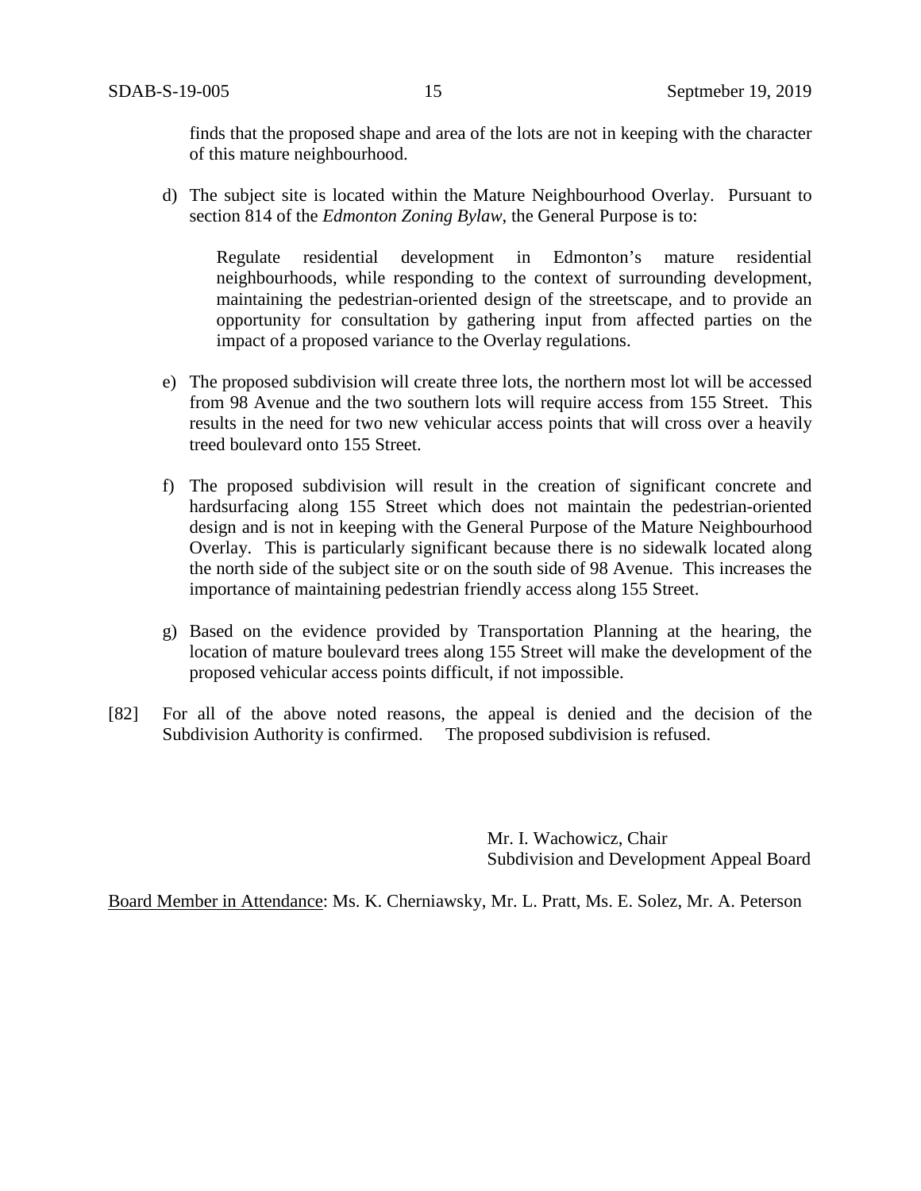finds that the proposed shape and area of the lots are not in keeping with the character of this mature neighbourhood.

d) The subject site is located within the Mature Neighbourhood Overlay. Pursuant to section 814 of the *Edmonton Zoning Bylaw*, the General Purpose is to:

> Regulate residential development in Edmonton's mature residential neighbourhoods, while responding to the context of surrounding development, maintaining the pedestrian-oriented design of the streetscape, and to provide an opportunity for consultation by gathering input from affected parties on the impact of a proposed variance to the Overlay regulations.

e) The proposed subdivision will create three lots, the northern most lot will be accessed from 98 Avenue and the two southern lots will require access from 155 Street. This results in the need for two new vehicular access points that will cross over a heavily treed boulevard onto 155 Street.

f) The proposed subdivision will result in the creation of significant concrete and hardsurfacing along 155 Street which does not maintain the pedestrian-oriented design and is not in keeping with the General Purpose of the Mature Neighbourhood Overlay. This is particularly significant because there is no sidewalk located along the north side of the subject site or on the south side of 98 Avenue. This increases the importance of maintaining pedestrian friendly access along 155 Street.

g) Based on the evidence provided by Transportation Planning at the hearing, the location of mature boulevard trees along 155 Street will make the development of the proposed vehicular access points difficult, if not impossible.

[82] For all of the above noted reasons, the appeal is denied and the decision of the Subdivision Authority is confirmed. The proposed subdivision is refused.

Mr. I. Wachowicz, Chair
Subdivision and Development Appeal Board

Board Member in Attendance: Ms. K. Cherniawsky, Mr. L. Pratt, Ms. E. Solez, Mr. A. Peterson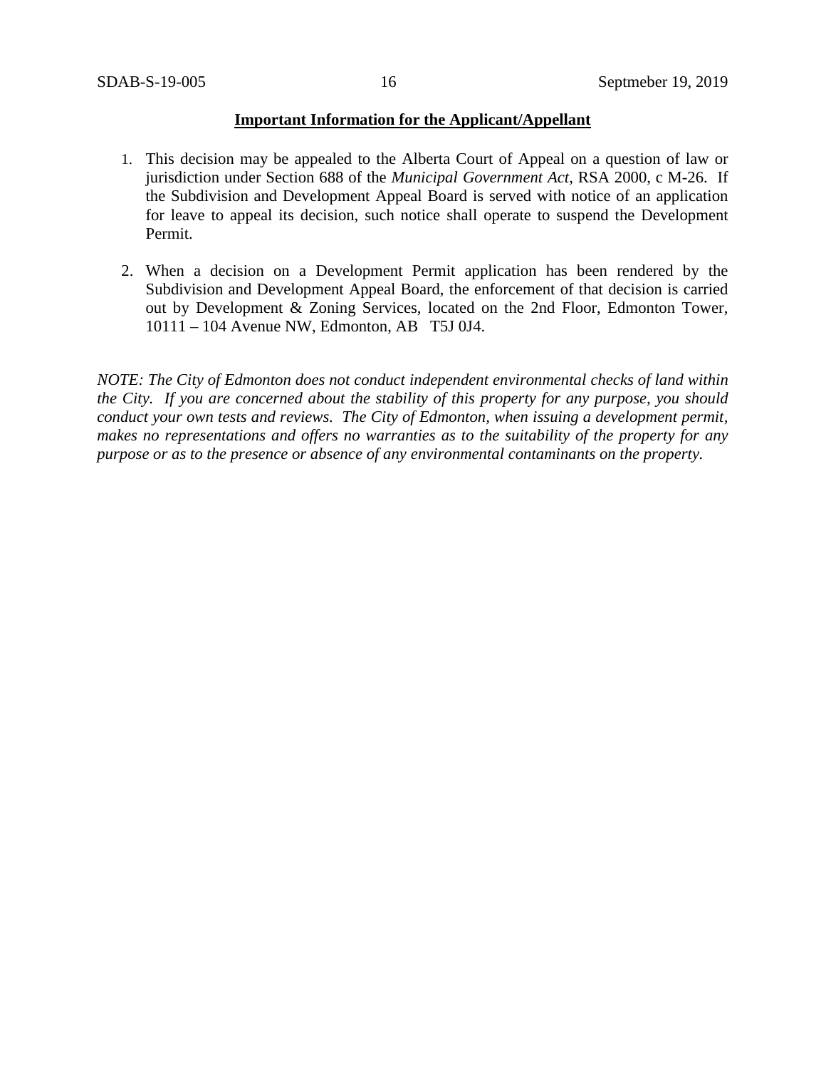**Important Information for the Applicant/Appellant**

1. This decision may be appealed to the Alberta Court of Appeal on a question of law or jurisdiction under Section 688 of the *Municipal Government Act*, RSA 2000, c M-26. If the Subdivision and Development Appeal Board is served with notice of an application for leave to appeal its decision, such notice shall operate to suspend the Development Permit.

2. When a decision on a Development Permit application has been rendered by the Subdivision and Development Appeal Board, the enforcement of that decision is carried out by Development & Zoning Services, located on the 2nd Floor, Edmonton Tower, 10111 – 104 Avenue NW, Edmonton, AB T5J 0J4.

*NOTE: The City of Edmonton does not conduct independent environmental checks of land within the City. If you are concerned about the stability of this property for any purpose, you should conduct your own tests and reviews. The City of Edmonton, when issuing a development permit, makes no representations and offers no warranties as to the suitability of the property for any purpose or as to the presence or absence of any environmental contaminants on the property.*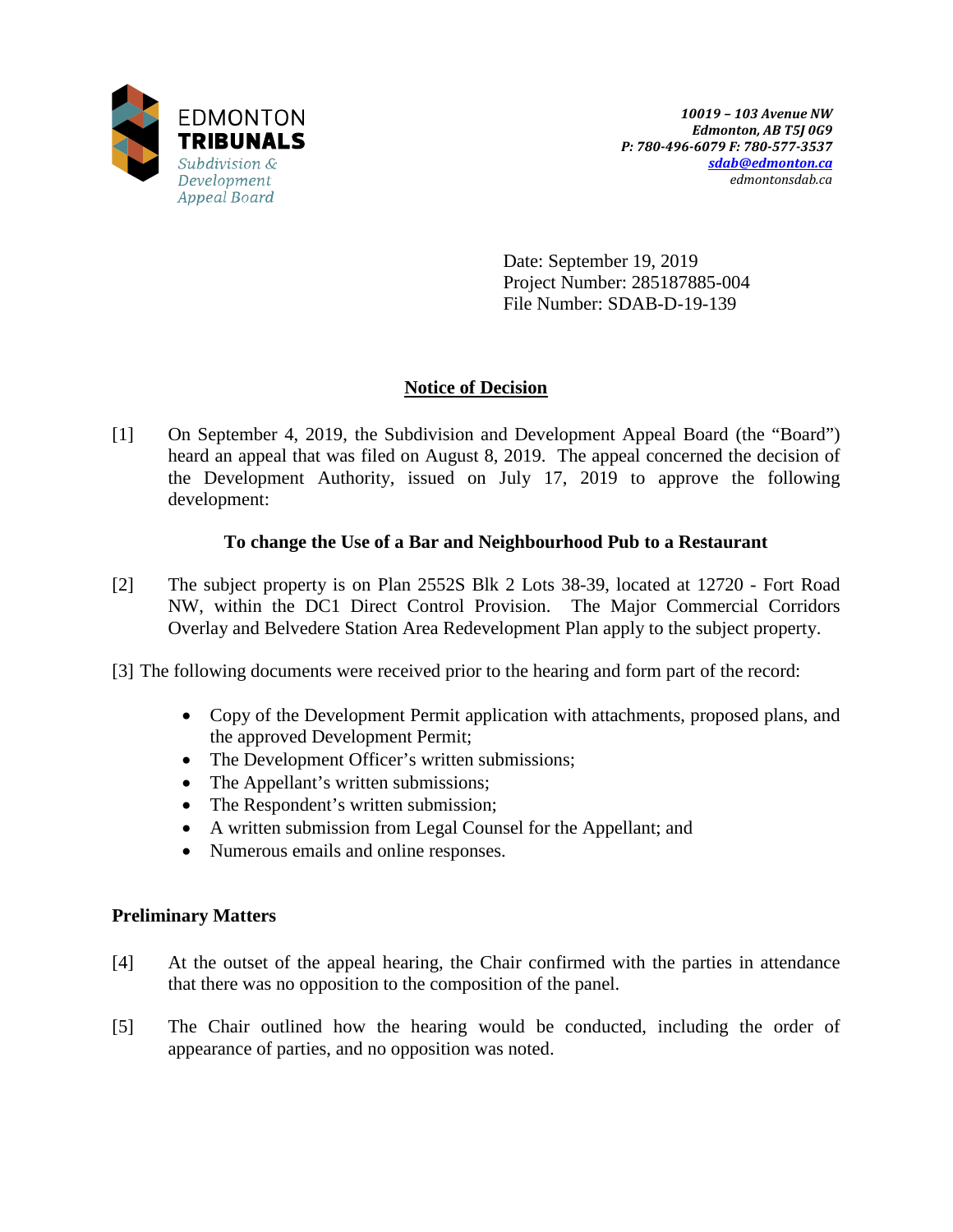EDMONTON
**TRIBUNALS**
*Subdivision & Development Appeal Board*

*10019 – 103 Avenue NW*
*Edmonton, AB T5J 0G9*
*P: 780-496-6079 F: 780-577-3537*
*sdab@edmonton.ca*
*edmontonsdab.ca*

Date: September 19, 2019
Project Number: 285187885-004
File Number: SDAB-D-19-139

## Notice of Decision

[1] On September 4, 2019, the Subdivision and Development Appeal Board (the "Board") heard an appeal that was filed on August 8, 2019. The appeal concerned the decision of the Development Authority, issued on July 17, 2019 to approve the following development:

**To change the Use of a Bar and Neighbourhood Pub to a Restaurant**

[2] The subject property is on Plan 2552S Blk 2 Lots 38-39, located at 12720 - Fort Road NW, within the DC1 Direct Control Provision. The Major Commercial Corridors Overlay and Belvedere Station Area Redevelopment Plan apply to the subject property.

[3] The following documents were received prior to the hearing and form part of the record:

- Copy of the Development Permit application with attachments, proposed plans, and the approved Development Permit;
- The Development Officer's written submissions;
- The Appellant's written submissions;
- The Respondent's written submission;
- A written submission from Legal Counsel for the Appellant; and
- Numerous emails and online responses.

### Preliminary Matters

[4] At the outset of the appeal hearing, the Chair confirmed with the parties in attendance that there was no opposition to the composition of the panel.

[5] The Chair outlined how the hearing would be conducted, including the order of appearance of parties, and no opposition was noted.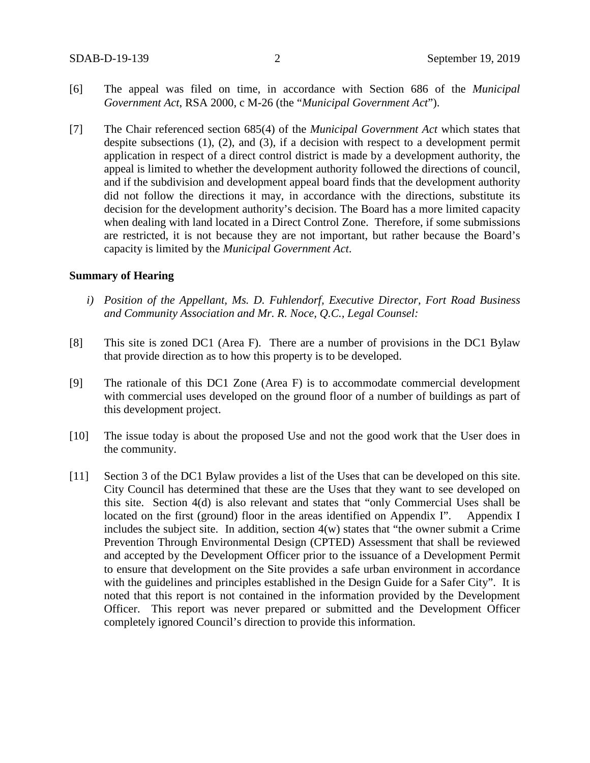[6] The appeal was filed on time, in accordance with Section 686 of the *Municipal Government Act*, RSA 2000, c M-26 (the "*Municipal Government Act*").

[7] The Chair referenced section 685(4) of the *Municipal Government Act* which states that despite subsections (1), (2), and (3), if a decision with respect to a development permit application in respect of a direct control district is made by a development authority, the appeal is limited to whether the development authority followed the directions of council, and if the subdivision and development appeal board finds that the development authority did not follow the directions it may, in accordance with the directions, substitute its decision for the development authority's decision. The Board has a more limited capacity when dealing with land located in a Direct Control Zone. Therefore, if some submissions are restricted, it is not because they are not important, but rather because the Board's capacity is limited by the *Municipal Government Act*.

**Summary of Hearing**

*i) Position of the Appellant, Ms. D. Fuhlendorf, Executive Director, Fort Road Business and Community Association and Mr. R. Noce, Q.C., Legal Counsel:*

[8] This site is zoned DC1 (Area F). There are a number of provisions in the DC1 Bylaw that provide direction as to how this property is to be developed.

[9] The rationale of this DC1 Zone (Area F) is to accommodate commercial development with commercial uses developed on the ground floor of a number of buildings as part of this development project.

[10] The issue today is about the proposed Use and not the good work that the User does in the community.

[11] Section 3 of the DC1 Bylaw provides a list of the Uses that can be developed on this site. City Council has determined that these are the Uses that they want to see developed on this site. Section 4(d) is also relevant and states that "only Commercial Uses shall be located on the first (ground) floor in the areas identified on Appendix I". Appendix I includes the subject site. In addition, section 4(w) states that "the owner submit a Crime Prevention Through Environmental Design (CPTED) Assessment that shall be reviewed and accepted by the Development Officer prior to the issuance of a Development Permit to ensure that development on the Site provides a safe urban environment in accordance with the guidelines and principles established in the Design Guide for a Safer City". It is noted that this report is not contained in the information provided by the Development Officer. This report was never prepared or submitted and the Development Officer completely ignored Council's direction to provide this information.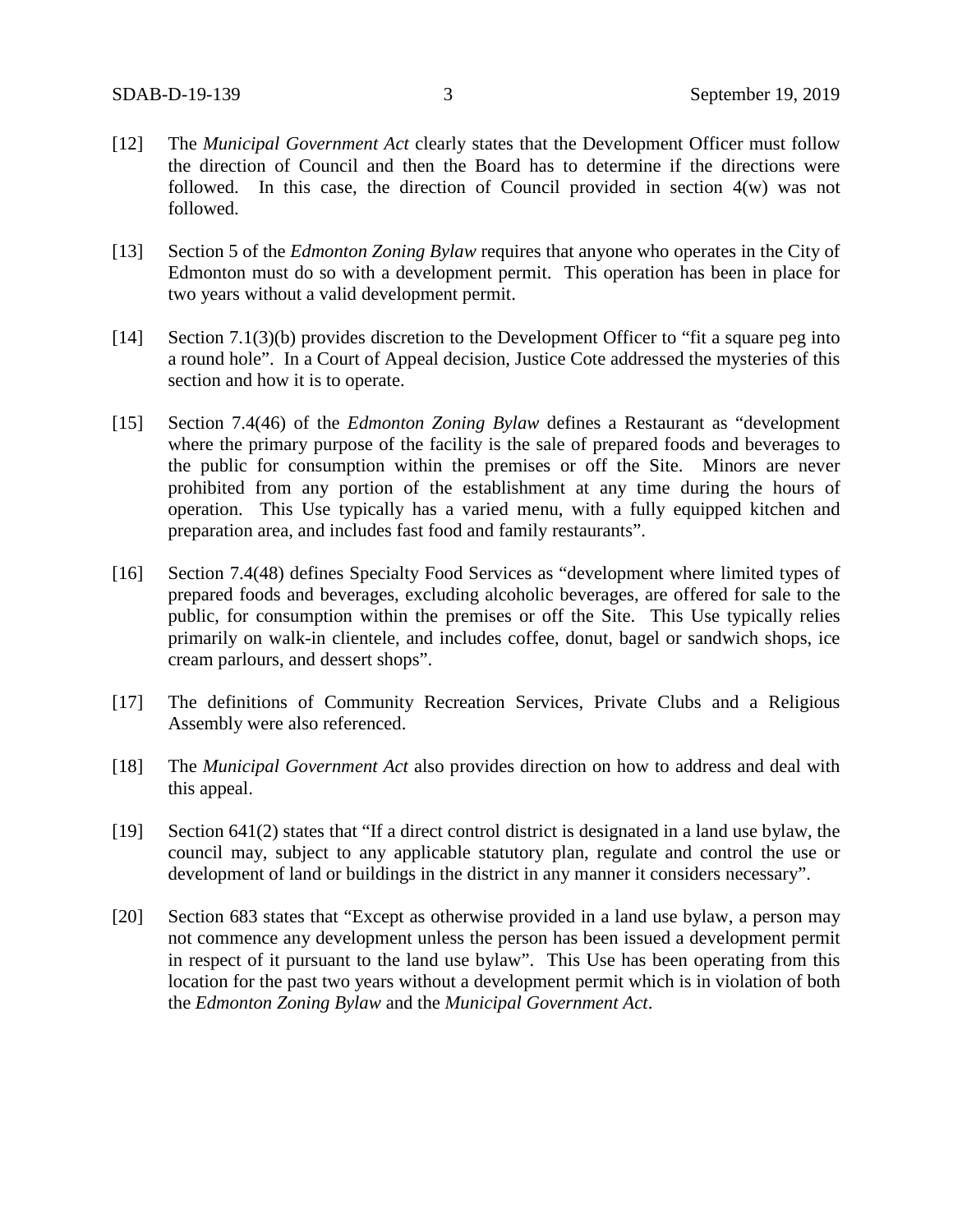[12] The *Municipal Government Act* clearly states that the Development Officer must follow the direction of Council and then the Board has to determine if the directions were followed. In this case, the direction of Council provided in section 4(w) was not followed.

[13] Section 5 of the *Edmonton Zoning Bylaw* requires that anyone who operates in the City of Edmonton must do so with a development permit. This operation has been in place for two years without a valid development permit.

[14] Section 7.1(3)(b) provides discretion to the Development Officer to "fit a square peg into a round hole". In a Court of Appeal decision, Justice Cote addressed the mysteries of this section and how it is to operate.

[15] Section 7.4(46) of the *Edmonton Zoning Bylaw* defines a Restaurant as "development where the primary purpose of the facility is the sale of prepared foods and beverages to the public for consumption within the premises or off the Site. Minors are never prohibited from any portion of the establishment at any time during the hours of operation. This Use typically has a varied menu, with a fully equipped kitchen and preparation area, and includes fast food and family restaurants".

[16] Section 7.4(48) defines Specialty Food Services as "development where limited types of prepared foods and beverages, excluding alcoholic beverages, are offered for sale to the public, for consumption within the premises or off the Site. This Use typically relies primarily on walk-in clientele, and includes coffee, donut, bagel or sandwich shops, ice cream parlours, and dessert shops".

[17] The definitions of Community Recreation Services, Private Clubs and a Religious Assembly were also referenced.

[18] The *Municipal Government Act* also provides direction on how to address and deal with this appeal.

[19] Section 641(2) states that "If a direct control district is designated in a land use bylaw, the council may, subject to any applicable statutory plan, regulate and control the use or development of land or buildings in the district in any manner it considers necessary".

[20] Section 683 states that "Except as otherwise provided in a land use bylaw, a person may not commence any development unless the person has been issued a development permit in respect of it pursuant to the land use bylaw". This Use has been operating from this location for the past two years without a development permit which is in violation of both the *Edmonton Zoning Bylaw* and the *Municipal Government Act*.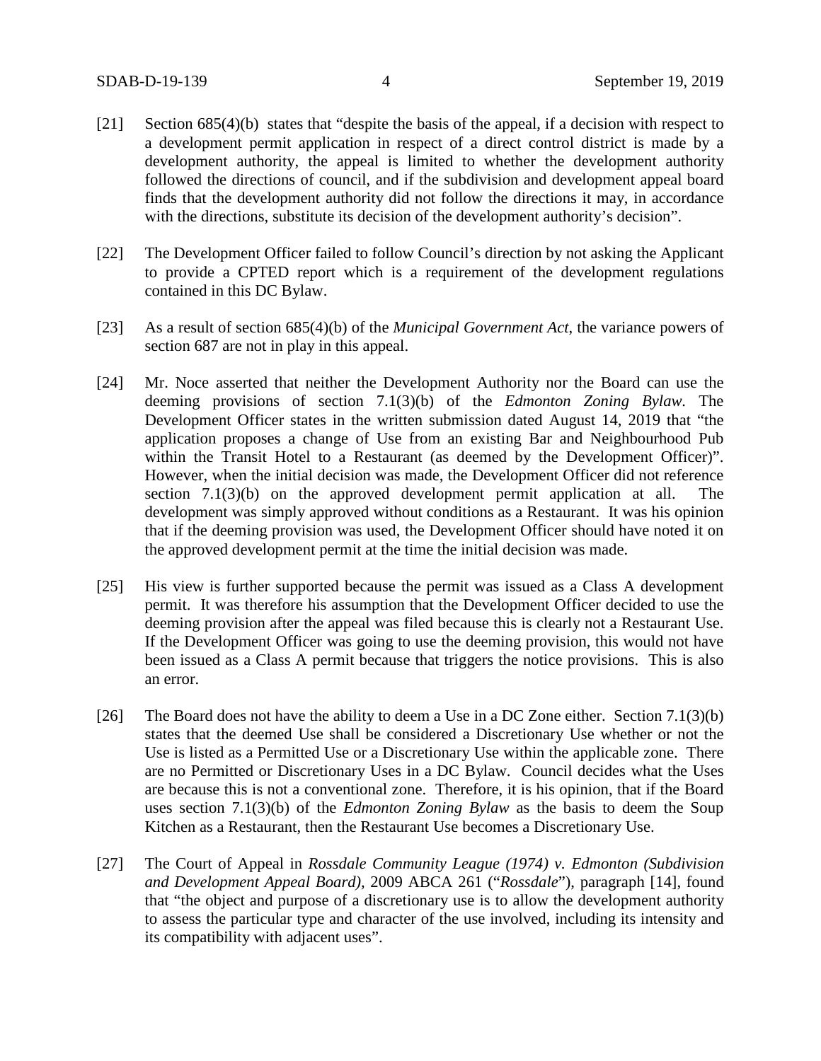[21] Section 685(4)(b) states that "despite the basis of the appeal, if a decision with respect to a development permit application in respect of a direct control district is made by a development authority, the appeal is limited to whether the development authority followed the directions of council, and if the subdivision and development appeal board finds that the development authority did not follow the directions it may, in accordance with the directions, substitute its decision of the development authority's decision".

[22] The Development Officer failed to follow Council's direction by not asking the Applicant to provide a CPTED report which is a requirement of the development regulations contained in this DC Bylaw.

[23] As a result of section 685(4)(b) of the *Municipal Government Act*, the variance powers of section 687 are not in play in this appeal.

[24] Mr. Noce asserted that neither the Development Authority nor the Board can use the deeming provisions of section 7.1(3)(b) of the *Edmonton Zoning Bylaw*. The Development Officer states in the written submission dated August 14, 2019 that "the application proposes a change of Use from an existing Bar and Neighbourhood Pub within the Transit Hotel to a Restaurant (as deemed by the Development Officer)". However, when the initial decision was made, the Development Officer did not reference section 7.1(3)(b) on the approved development permit application at all. The development was simply approved without conditions as a Restaurant. It was his opinion that if the deeming provision was used, the Development Officer should have noted it on the approved development permit at the time the initial decision was made.

[25] His view is further supported because the permit was issued as a Class A development permit. It was therefore his assumption that the Development Officer decided to use the deeming provision after the appeal was filed because this is clearly not a Restaurant Use. If the Development Officer was going to use the deeming provision, this would not have been issued as a Class A permit because that triggers the notice provisions. This is also an error.

[26] The Board does not have the ability to deem a Use in a DC Zone either. Section 7.1(3)(b) states that the deemed Use shall be considered a Discretionary Use whether or not the Use is listed as a Permitted Use or a Discretionary Use within the applicable zone. There are no Permitted or Discretionary Uses in a DC Bylaw. Council decides what the Uses are because this is not a conventional zone. Therefore, it is his opinion, that if the Board uses section 7.1(3)(b) of the *Edmonton Zoning Bylaw* as the basis to deem the Soup Kitchen as a Restaurant, then the Restaurant Use becomes a Discretionary Use.

[27] The Court of Appeal in *Rossdale Community League (1974) v. Edmonton (Subdivision and Development Appeal Board),* 2009 ABCA 261 ("*Rossdale*"), paragraph [14], found that "the object and purpose of a discretionary use is to allow the development authority to assess the particular type and character of the use involved, including its intensity and its compatibility with adjacent uses".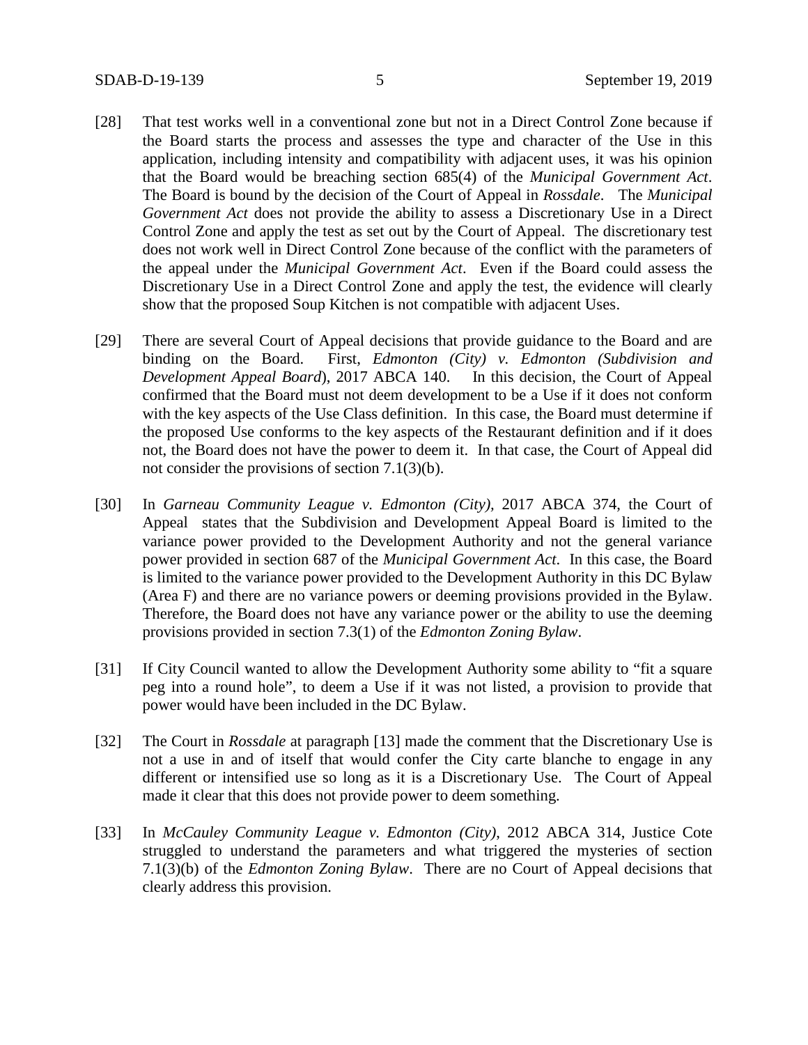[28] That test works well in a conventional zone but not in a Direct Control Zone because if the Board starts the process and assesses the type and character of the Use in this application, including intensity and compatibility with adjacent uses, it was his opinion that the Board would be breaching section 685(4) of the *Municipal Government Act*. The Board is bound by the decision of the Court of Appeal in *Rossdale*. The *Municipal Government Act* does not provide the ability to assess a Discretionary Use in a Direct Control Zone and apply the test as set out by the Court of Appeal. The discretionary test does not work well in Direct Control Zone because of the conflict with the parameters of the appeal under the *Municipal Government Act*. Even if the Board could assess the Discretionary Use in a Direct Control Zone and apply the test, the evidence will clearly show that the proposed Soup Kitchen is not compatible with adjacent Uses.

[29] There are several Court of Appeal decisions that provide guidance to the Board and are binding on the Board. First, *Edmonton (City) v. Edmonton (Subdivision and Development Appeal Board*), 2017 ABCA 140. In this decision, the Court of Appeal confirmed that the Board must not deem development to be a Use if it does not conform with the key aspects of the Use Class definition. In this case, the Board must determine if the proposed Use conforms to the key aspects of the Restaurant definition and if it does not, the Board does not have the power to deem it. In that case, the Court of Appeal did not consider the provisions of section 7.1(3)(b).

[30] In *Garneau Community League v. Edmonton (City)*, 2017 ABCA 374, the Court of Appeal states that the Subdivision and Development Appeal Board is limited to the variance power provided to the Development Authority and not the general variance power provided in section 687 of the *Municipal Government Act*. In this case, the Board is limited to the variance power provided to the Development Authority in this DC Bylaw (Area F) and there are no variance powers or deeming provisions provided in the Bylaw. Therefore, the Board does not have any variance power or the ability to use the deeming provisions provided in section 7.3(1) of the *Edmonton Zoning Bylaw*.

[31] If City Council wanted to allow the Development Authority some ability to "fit a square peg into a round hole", to deem a Use if it was not listed, a provision to provide that power would have been included in the DC Bylaw.

[32] The Court in *Rossdale* at paragraph [13] made the comment that the Discretionary Use is not a use in and of itself that would confer the City carte blanche to engage in any different or intensified use so long as it is a Discretionary Use. The Court of Appeal made it clear that this does not provide power to deem something.

[33] In *McCauley Community League v. Edmonton (City)*, 2012 ABCA 314, Justice Cote struggled to understand the parameters and what triggered the mysteries of section 7.1(3)(b) of the *Edmonton Zoning Bylaw*. There are no Court of Appeal decisions that clearly address this provision.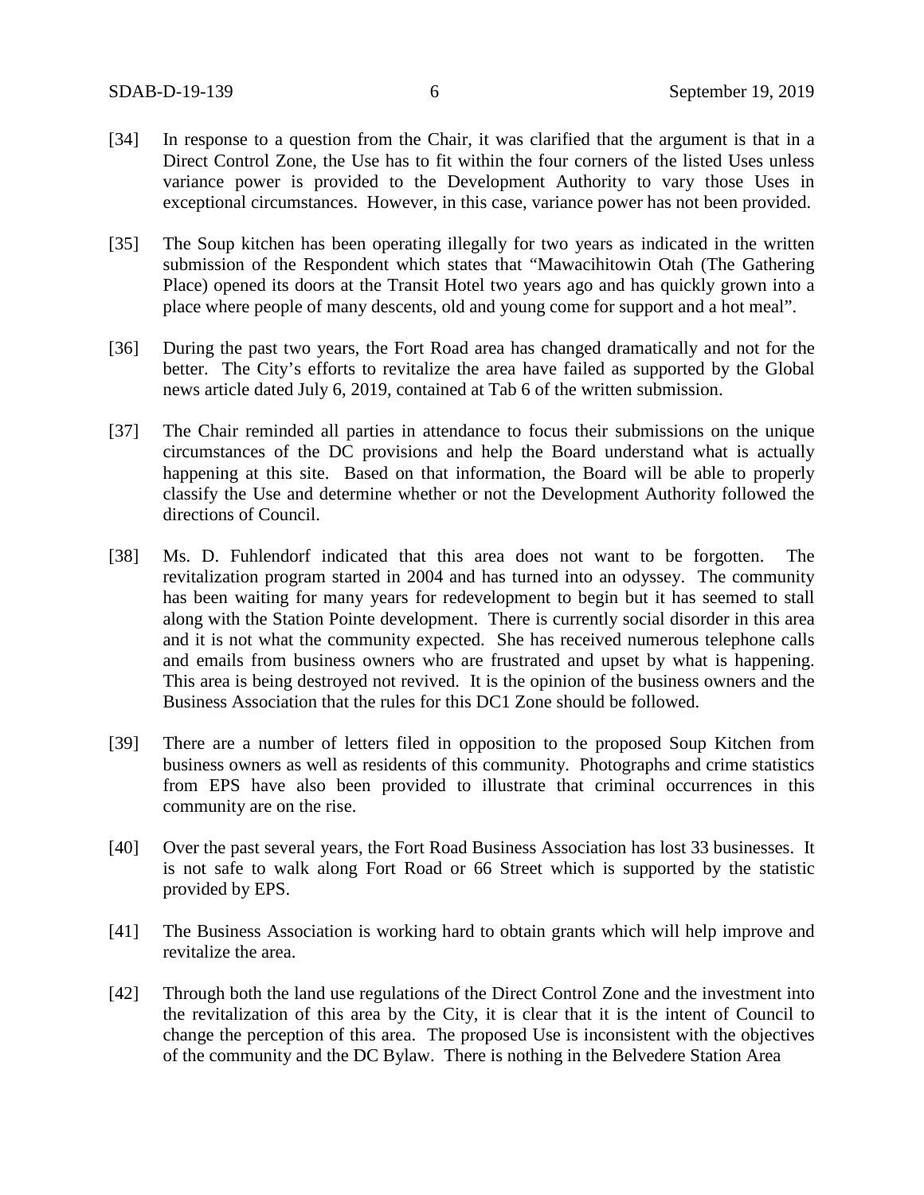[34] In response to a question from the Chair, it was clarified that the argument is that in a Direct Control Zone, the Use has to fit within the four corners of the listed Uses unless variance power is provided to the Development Authority to vary those Uses in exceptional circumstances. However, in this case, variance power has not been provided.

[35] The Soup kitchen has been operating illegally for two years as indicated in the written submission of the Respondent which states that "Mawacihitowin Otah (The Gathering Place) opened its doors at the Transit Hotel two years ago and has quickly grown into a place where people of many descents, old and young come for support and a hot meal".

[36] During the past two years, the Fort Road area has changed dramatically and not for the better. The City's efforts to revitalize the area have failed as supported by the Global news article dated July 6, 2019, contained at Tab 6 of the written submission.

[37] The Chair reminded all parties in attendance to focus their submissions on the unique circumstances of the DC provisions and help the Board understand what is actually happening at this site. Based on that information, the Board will be able to properly classify the Use and determine whether or not the Development Authority followed the directions of Council.

[38] Ms. D. Fuhlendorf indicated that this area does not want to be forgotten. The revitalization program started in 2004 and has turned into an odyssey. The community has been waiting for many years for redevelopment to begin but it has seemed to stall along with the Station Pointe development. There is currently social disorder in this area and it is not what the community expected. She has received numerous telephone calls and emails from business owners who are frustrated and upset by what is happening. This area is being destroyed not revived. It is the opinion of the business owners and the Business Association that the rules for this DC1 Zone should be followed.

[39] There are a number of letters filed in opposition to the proposed Soup Kitchen from business owners as well as residents of this community. Photographs and crime statistics from EPS have also been provided to illustrate that criminal occurrences in this community are on the rise.

[40] Over the past several years, the Fort Road Business Association has lost 33 businesses. It is not safe to walk along Fort Road or 66 Street which is supported by the statistic provided by EPS.

[41] The Business Association is working hard to obtain grants which will help improve and revitalize the area.

[42] Through both the land use regulations of the Direct Control Zone and the investment into the revitalization of this area by the City, it is clear that it is the intent of Council to change the perception of this area. The proposed Use is inconsistent with the objectives of the community and the DC Bylaw. There is nothing in the Belvedere Station Area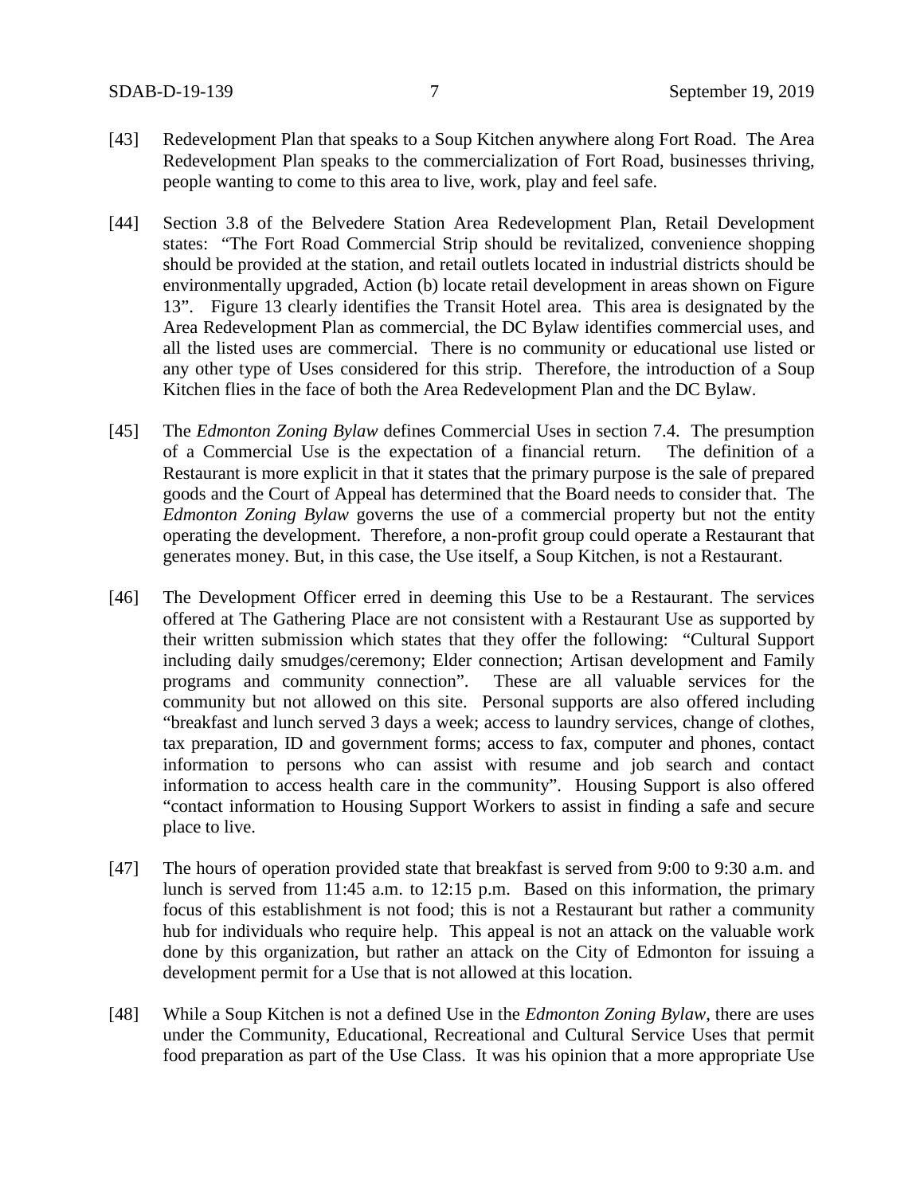[43] Redevelopment Plan that speaks to a Soup Kitchen anywhere along Fort Road. The Area Redevelopment Plan speaks to the commercialization of Fort Road, businesses thriving, people wanting to come to this area to live, work, play and feel safe.

[44] Section 3.8 of the Belvedere Station Area Redevelopment Plan, Retail Development states: "The Fort Road Commercial Strip should be revitalized, convenience shopping should be provided at the station, and retail outlets located in industrial districts should be environmentally upgraded, Action (b) locate retail development in areas shown on Figure 13". Figure 13 clearly identifies the Transit Hotel area. This area is designated by the Area Redevelopment Plan as commercial, the DC Bylaw identifies commercial uses, and all the listed uses are commercial. There is no community or educational use listed or any other type of Uses considered for this strip. Therefore, the introduction of a Soup Kitchen flies in the face of both the Area Redevelopment Plan and the DC Bylaw.

[45] The *Edmonton Zoning Bylaw* defines Commercial Uses in section 7.4. The presumption of a Commercial Use is the expectation of a financial return. The definition of a Restaurant is more explicit in that it states that the primary purpose is the sale of prepared goods and the Court of Appeal has determined that the Board needs to consider that. The *Edmonton Zoning Bylaw* governs the use of a commercial property but not the entity operating the development. Therefore, a non-profit group could operate a Restaurant that generates money. But, in this case, the Use itself, a Soup Kitchen, is not a Restaurant.

[46] The Development Officer erred in deeming this Use to be a Restaurant. The services offered at The Gathering Place are not consistent with a Restaurant Use as supported by their written submission which states that they offer the following: "Cultural Support including daily smudges/ceremony; Elder connection; Artisan development and Family programs and community connection". These are all valuable services for the community but not allowed on this site. Personal supports are also offered including "breakfast and lunch served 3 days a week; access to laundry services, change of clothes, tax preparation, ID and government forms; access to fax, computer and phones, contact information to persons who can assist with resume and job search and contact information to access health care in the community". Housing Support is also offered "contact information to Housing Support Workers to assist in finding a safe and secure place to live.

[47] The hours of operation provided state that breakfast is served from 9:00 to 9:30 a.m. and lunch is served from 11:45 a.m. to 12:15 p.m. Based on this information, the primary focus of this establishment is not food; this is not a Restaurant but rather a community hub for individuals who require help. This appeal is not an attack on the valuable work done by this organization, but rather an attack on the City of Edmonton for issuing a development permit for a Use that is not allowed at this location.

[48] While a Soup Kitchen is not a defined Use in the *Edmonton Zoning Bylaw*, there are uses under the Community, Educational, Recreational and Cultural Service Uses that permit food preparation as part of the Use Class. It was his opinion that a more appropriate Use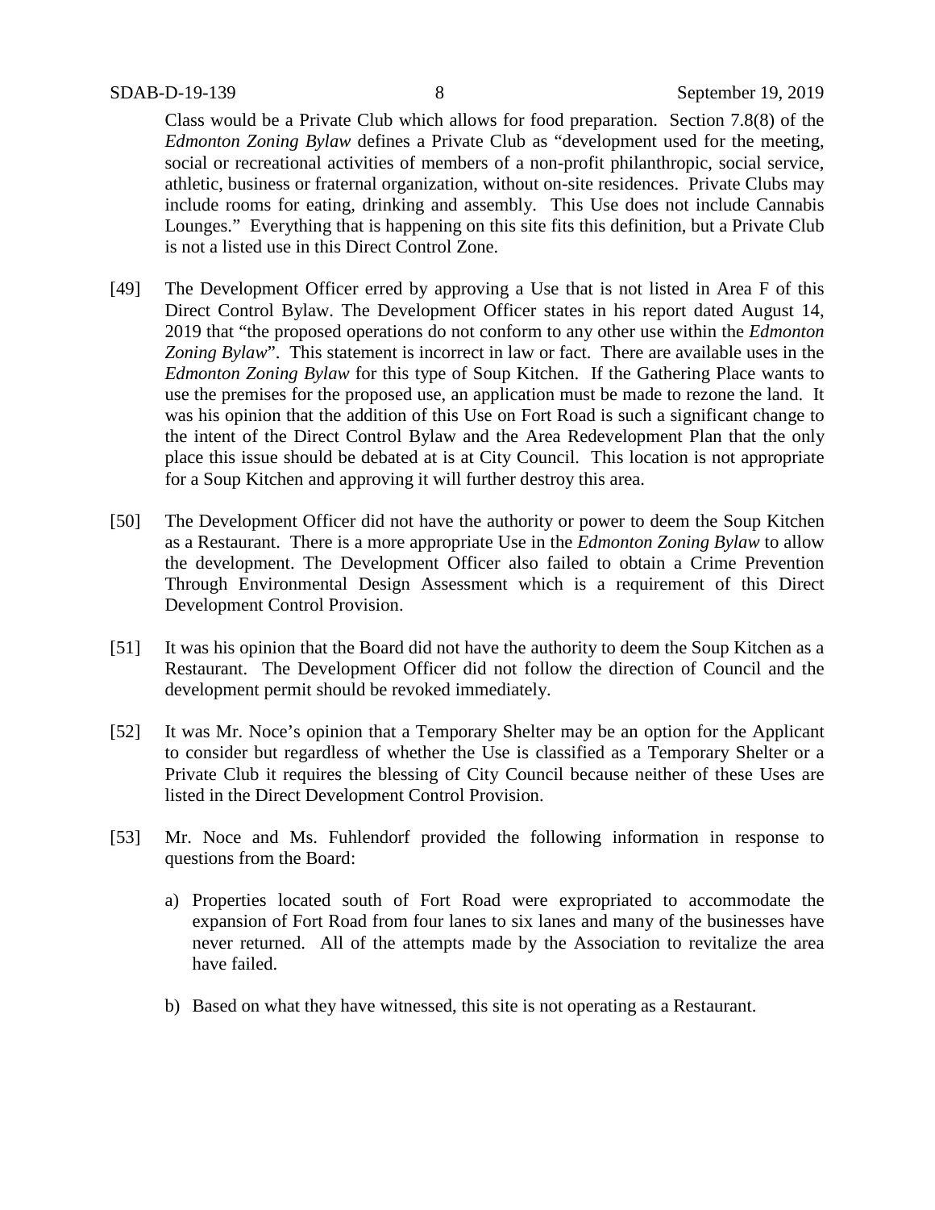Class would be a Private Club which allows for food preparation. Section 7.8(8) of the *Edmonton Zoning Bylaw* defines a Private Club as "development used for the meeting, social or recreational activities of members of a non-profit philanthropic, social service, athletic, business or fraternal organization, without on-site residences. Private Clubs may include rooms for eating, drinking and assembly. This Use does not include Cannabis Lounges." Everything that is happening on this site fits this definition, but a Private Club is not a listed use in this Direct Control Zone.

[49] The Development Officer erred by approving a Use that is not listed in Area F of this Direct Control Bylaw. The Development Officer states in his report dated August 14, 2019 that "the proposed operations do not conform to any other use within the *Edmonton Zoning Bylaw*". This statement is incorrect in law or fact. There are available uses in the *Edmonton Zoning Bylaw* for this type of Soup Kitchen. If the Gathering Place wants to use the premises for the proposed use, an application must be made to rezone the land. It was his opinion that the addition of this Use on Fort Road is such a significant change to the intent of the Direct Control Bylaw and the Area Redevelopment Plan that the only place this issue should be debated at is at City Council. This location is not appropriate for a Soup Kitchen and approving it will further destroy this area.

[50] The Development Officer did not have the authority or power to deem the Soup Kitchen as a Restaurant. There is a more appropriate Use in the *Edmonton Zoning Bylaw* to allow the development. The Development Officer also failed to obtain a Crime Prevention Through Environmental Design Assessment which is a requirement of this Direct Development Control Provision.

[51] It was his opinion that the Board did not have the authority to deem the Soup Kitchen as a Restaurant. The Development Officer did not follow the direction of Council and the development permit should be revoked immediately.

[52] It was Mr. Noce's opinion that a Temporary Shelter may be an option for the Applicant to consider but regardless of whether the Use is classified as a Temporary Shelter or a Private Club it requires the blessing of City Council because neither of these Uses are listed in the Direct Development Control Provision.

[53] Mr. Noce and Ms. Fuhlendorf provided the following information in response to questions from the Board:

a) Properties located south of Fort Road were expropriated to accommodate the expansion of Fort Road from four lanes to six lanes and many of the businesses have never returned. All of the attempts made by the Association to revitalize the area have failed.

b) Based on what they have witnessed, this site is not operating as a Restaurant.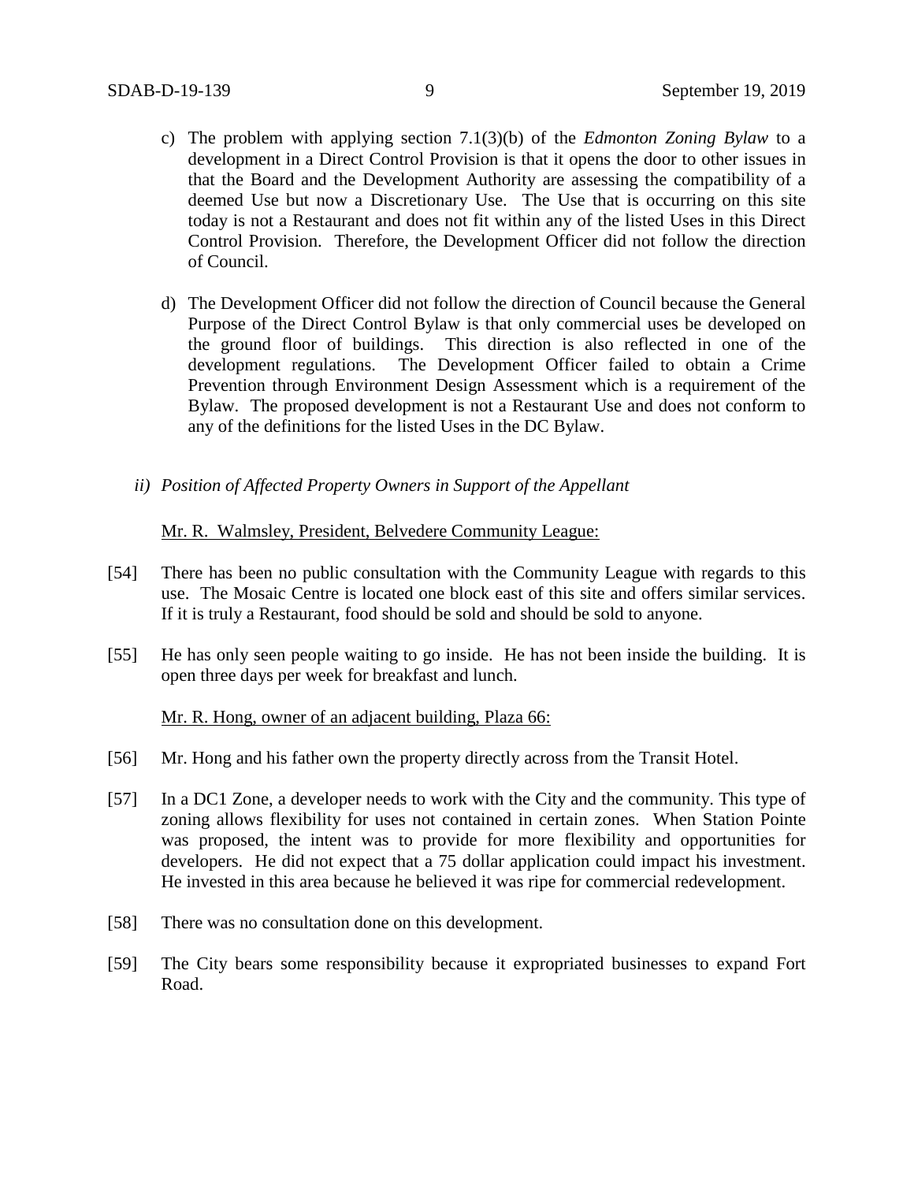c) The problem with applying section 7.1(3)(b) of the *Edmonton Zoning Bylaw* to a development in a Direct Control Provision is that it opens the door to other issues in that the Board and the Development Authority are assessing the compatibility of a deemed Use but now a Discretionary Use. The Use that is occurring on this site today is not a Restaurant and does not fit within any of the listed Uses in this Direct Control Provision. Therefore, the Development Officer did not follow the direction of Council.

d) The Development Officer did not follow the direction of Council because the General Purpose of the Direct Control Bylaw is that only commercial uses be developed on the ground floor of buildings. This direction is also reflected in one of the development regulations. The Development Officer failed to obtain a Crime Prevention through Environment Design Assessment which is a requirement of the Bylaw. The proposed development is not a Restaurant Use and does not conform to any of the definitions for the listed Uses in the DC Bylaw.

*ii) Position of Affected Property Owners in Support of the Appellant*

<u>Mr. R. Walmsley, President, Belvedere Community League:</u>

[54] There has been no public consultation with the Community League with regards to this use. The Mosaic Centre is located one block east of this site and offers similar services. If it is truly a Restaurant, food should be sold and should be sold to anyone.

[55] He has only seen people waiting to go inside. He has not been inside the building. It is open three days per week for breakfast and lunch.

<u>Mr. R. Hong, owner of an adjacent building, Plaza 66:</u>

[56] Mr. Hong and his father own the property directly across from the Transit Hotel.

[57] In a DC1 Zone, a developer needs to work with the City and the community. This type of zoning allows flexibility for uses not contained in certain zones. When Station Pointe was proposed, the intent was to provide for more flexibility and opportunities for developers. He did not expect that a 75 dollar application could impact his investment. He invested in this area because he believed it was ripe for commercial redevelopment.

[58] There was no consultation done on this development.

[59] The City bears some responsibility because it expropriated businesses to expand Fort Road.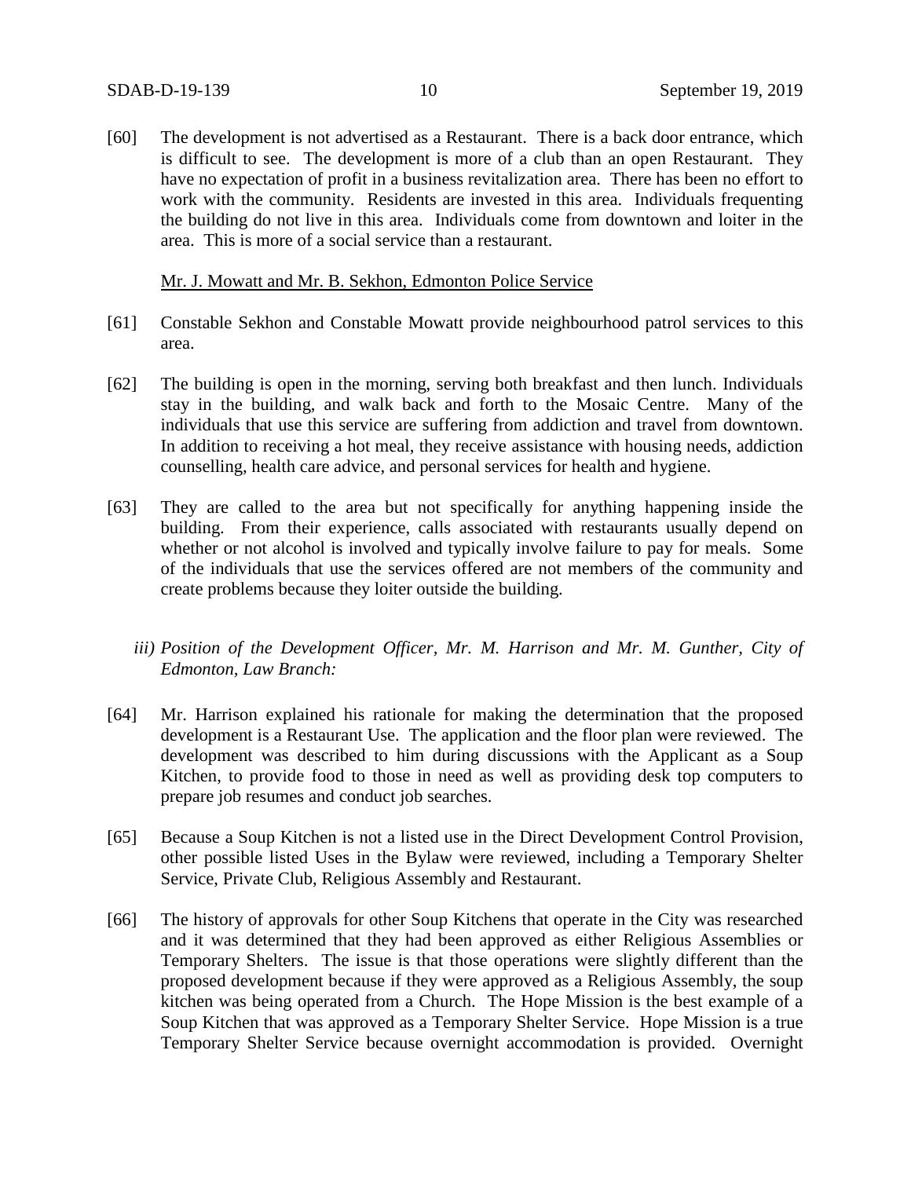[60] The development is not advertised as a Restaurant. There is a back door entrance, which is difficult to see. The development is more of a club than an open Restaurant. They have no expectation of profit in a business revitalization area. There has been no effort to work with the community. Residents are invested in this area. Individuals frequenting the building do not live in this area. Individuals come from downtown and loiter in the area. This is more of a social service than a restaurant.

Mr. J. Mowatt and Mr. B. Sekhon, Edmonton Police Service

[61] Constable Sekhon and Constable Mowatt provide neighbourhood patrol services to this area.

[62] The building is open in the morning, serving both breakfast and then lunch. Individuals stay in the building, and walk back and forth to the Mosaic Centre. Many of the individuals that use this service are suffering from addiction and travel from downtown. In addition to receiving a hot meal, they receive assistance with housing needs, addiction counselling, health care advice, and personal services for health and hygiene.

[63] They are called to the area but not specifically for anything happening inside the building. From their experience, calls associated with restaurants usually depend on whether or not alcohol is involved and typically involve failure to pay for meals. Some of the individuals that use the services offered are not members of the community and create problems because they loiter outside the building.

*iii) Position of the Development Officer, Mr. M. Harrison and Mr. M. Gunther, City of Edmonton, Law Branch:*

[64] Mr. Harrison explained his rationale for making the determination that the proposed development is a Restaurant Use. The application and the floor plan were reviewed. The development was described to him during discussions with the Applicant as a Soup Kitchen, to provide food to those in need as well as providing desk top computers to prepare job resumes and conduct job searches.

[65] Because a Soup Kitchen is not a listed use in the Direct Development Control Provision, other possible listed Uses in the Bylaw were reviewed, including a Temporary Shelter Service, Private Club, Religious Assembly and Restaurant.

[66] The history of approvals for other Soup Kitchens that operate in the City was researched and it was determined that they had been approved as either Religious Assemblies or Temporary Shelters. The issue is that those operations were slightly different than the proposed development because if they were approved as a Religious Assembly, the soup kitchen was being operated from a Church. The Hope Mission is the best example of a Soup Kitchen that was approved as a Temporary Shelter Service. Hope Mission is a true Temporary Shelter Service because overnight accommodation is provided. Overnight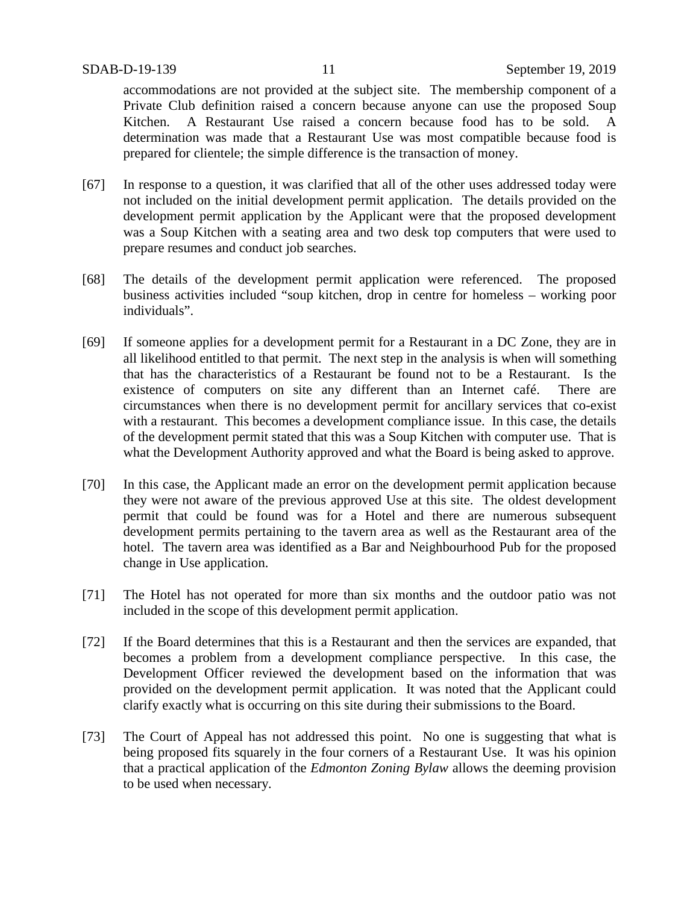accommodations are not provided at the subject site. The membership component of a Private Club definition raised a concern because anyone can use the proposed Soup Kitchen. A Restaurant Use raised a concern because food has to be sold. A determination was made that a Restaurant Use was most compatible because food is prepared for clientele; the simple difference is the transaction of money.

[67] In response to a question, it was clarified that all of the other uses addressed today were not included on the initial development permit application. The details provided on the development permit application by the Applicant were that the proposed development was a Soup Kitchen with a seating area and two desk top computers that were used to prepare resumes and conduct job searches.

[68] The details of the development permit application were referenced. The proposed business activities included "soup kitchen, drop in centre for homeless – working poor individuals".

[69] If someone applies for a development permit for a Restaurant in a DC Zone, they are in all likelihood entitled to that permit. The next step in the analysis is when will something that has the characteristics of a Restaurant be found not to be a Restaurant. Is the existence of computers on site any different than an Internet café. There are circumstances when there is no development permit for ancillary services that co-exist with a restaurant. This becomes a development compliance issue. In this case, the details of the development permit stated that this was a Soup Kitchen with computer use. That is what the Development Authority approved and what the Board is being asked to approve.

[70] In this case, the Applicant made an error on the development permit application because they were not aware of the previous approved Use at this site. The oldest development permit that could be found was for a Hotel and there are numerous subsequent development permits pertaining to the tavern area as well as the Restaurant area of the hotel. The tavern area was identified as a Bar and Neighbourhood Pub for the proposed change in Use application.

[71] The Hotel has not operated for more than six months and the outdoor patio was not included in the scope of this development permit application.

[72] If the Board determines that this is a Restaurant and then the services are expanded, that becomes a problem from a development compliance perspective. In this case, the Development Officer reviewed the development based on the information that was provided on the development permit application. It was noted that the Applicant could clarify exactly what is occurring on this site during their submissions to the Board.

[73] The Court of Appeal has not addressed this point. No one is suggesting that what is being proposed fits squarely in the four corners of a Restaurant Use. It was his opinion that a practical application of the *Edmonton Zoning Bylaw* allows the deeming provision to be used when necessary.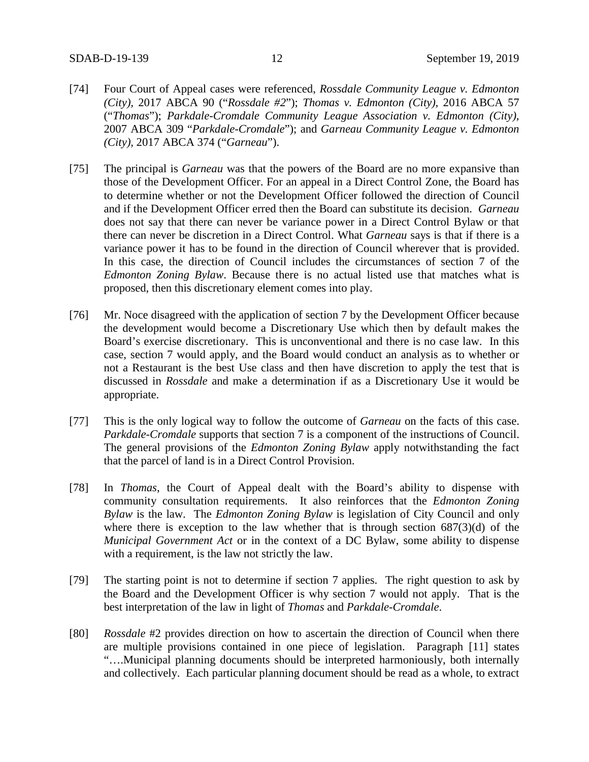[74] Four Court of Appeal cases were referenced, *Rossdale Community League v. Edmonton (City),* 2017 ABCA 90 ("*Rossdale #2*"); *Thomas v. Edmonton (City),* 2016 ABCA 57 ("*Thomas*"); *Parkdale-Cromdale Community League Association v. Edmonton (City),* 2007 ABCA 309 "*Parkdale-Cromdale*"); and *Garneau Community League v. Edmonton (City),* 2017 ABCA 374 ("*Garneau*").

[75] The principal is *Garneau* was that the powers of the Board are no more expansive than those of the Development Officer. For an appeal in a Direct Control Zone, the Board has to determine whether or not the Development Officer followed the direction of Council and if the Development Officer erred then the Board can substitute its decision. *Garneau* does not say that there can never be variance power in a Direct Control Bylaw or that there can never be discretion in a Direct Control. What *Garneau* says is that if there is a variance power it has to be found in the direction of Council wherever that is provided. In this case, the direction of Council includes the circumstances of section 7 of the *Edmonton Zoning Bylaw*. Because there is no actual listed use that matches what is proposed, then this discretionary element comes into play.

[76] Mr. Noce disagreed with the application of section 7 by the Development Officer because the development would become a Discretionary Use which then by default makes the Board's exercise discretionary. This is unconventional and there is no case law. In this case, section 7 would apply, and the Board would conduct an analysis as to whether or not a Restaurant is the best Use class and then have discretion to apply the test that is discussed in *Rossdale* and make a determination if as a Discretionary Use it would be appropriate.

[77] This is the only logical way to follow the outcome of *Garneau* on the facts of this case. *Parkdale-Cromdale* supports that section 7 is a component of the instructions of Council. The general provisions of the *Edmonton Zoning Bylaw* apply notwithstanding the fact that the parcel of land is in a Direct Control Provision.

[78] In *Thomas*, the Court of Appeal dealt with the Board's ability to dispense with community consultation requirements. It also reinforces that the *Edmonton Zoning Bylaw* is the law. The *Edmonton Zoning Bylaw* is legislation of City Council and only where there is exception to the law whether that is through section 687(3)(d) of the *Municipal Government Act* or in the context of a DC Bylaw, some ability to dispense with a requirement, is the law not strictly the law.

[79] The starting point is not to determine if section 7 applies. The right question to ask by the Board and the Development Officer is why section 7 would not apply. That is the best interpretation of the law in light of *Thomas* and *Parkdale-Cromdale*.

[80] *Rossdale* #2 provides direction on how to ascertain the direction of Council when there are multiple provisions contained in one piece of legislation. Paragraph [11] states "….Municipal planning documents should be interpreted harmoniously, both internally and collectively. Each particular planning document should be read as a whole, to extract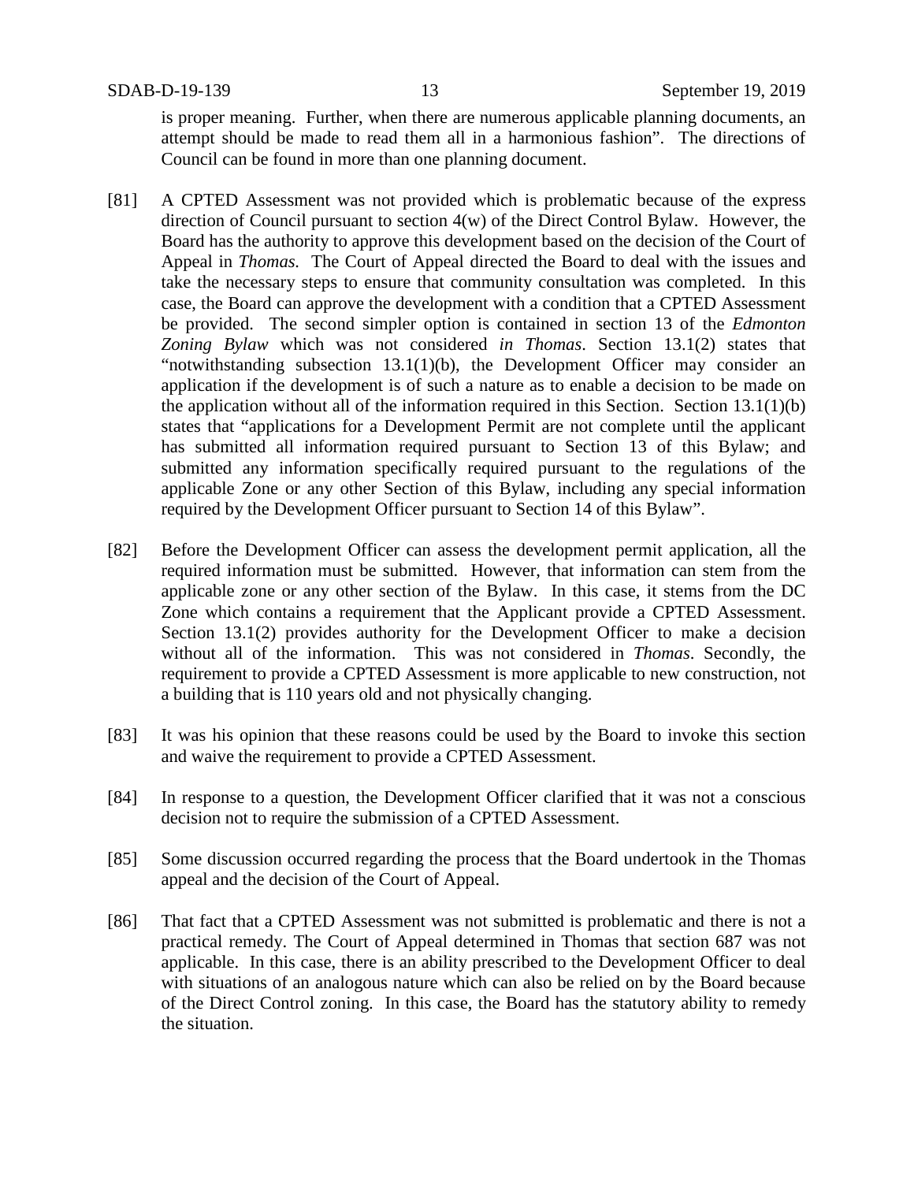is proper meaning. Further, when there are numerous applicable planning documents, an attempt should be made to read them all in a harmonious fashion". The directions of Council can be found in more than one planning document.

[81] A CPTED Assessment was not provided which is problematic because of the express direction of Council pursuant to section 4(w) of the Direct Control Bylaw. However, the Board has the authority to approve this development based on the decision of the Court of Appeal in *Thomas.* The Court of Appeal directed the Board to deal with the issues and take the necessary steps to ensure that community consultation was completed. In this case, the Board can approve the development with a condition that a CPTED Assessment be provided. The second simpler option is contained in section 13 of the *Edmonton Zoning Bylaw* which was not considered *in Thomas*. Section 13.1(2) states that "notwithstanding subsection 13.1(1)(b), the Development Officer may consider an application if the development is of such a nature as to enable a decision to be made on the application without all of the information required in this Section. Section 13.1(1)(b) states that "applications for a Development Permit are not complete until the applicant has submitted all information required pursuant to Section 13 of this Bylaw; and submitted any information specifically required pursuant to the regulations of the applicable Zone or any other Section of this Bylaw, including any special information required by the Development Officer pursuant to Section 14 of this Bylaw".

[82] Before the Development Officer can assess the development permit application, all the required information must be submitted. However, that information can stem from the applicable zone or any other section of the Bylaw. In this case, it stems from the DC Zone which contains a requirement that the Applicant provide a CPTED Assessment. Section 13.1(2) provides authority for the Development Officer to make a decision without all of the information. This was not considered in *Thomas*. Secondly, the requirement to provide a CPTED Assessment is more applicable to new construction, not a building that is 110 years old and not physically changing.

[83] It was his opinion that these reasons could be used by the Board to invoke this section and waive the requirement to provide a CPTED Assessment.

[84] In response to a question, the Development Officer clarified that it was not a conscious decision not to require the submission of a CPTED Assessment.

[85] Some discussion occurred regarding the process that the Board undertook in the Thomas appeal and the decision of the Court of Appeal.

[86] That fact that a CPTED Assessment was not submitted is problematic and there is not a practical remedy. The Court of Appeal determined in Thomas that section 687 was not applicable. In this case, there is an ability prescribed to the Development Officer to deal with situations of an analogous nature which can also be relied on by the Board because of the Direct Control zoning. In this case, the Board has the statutory ability to remedy the situation.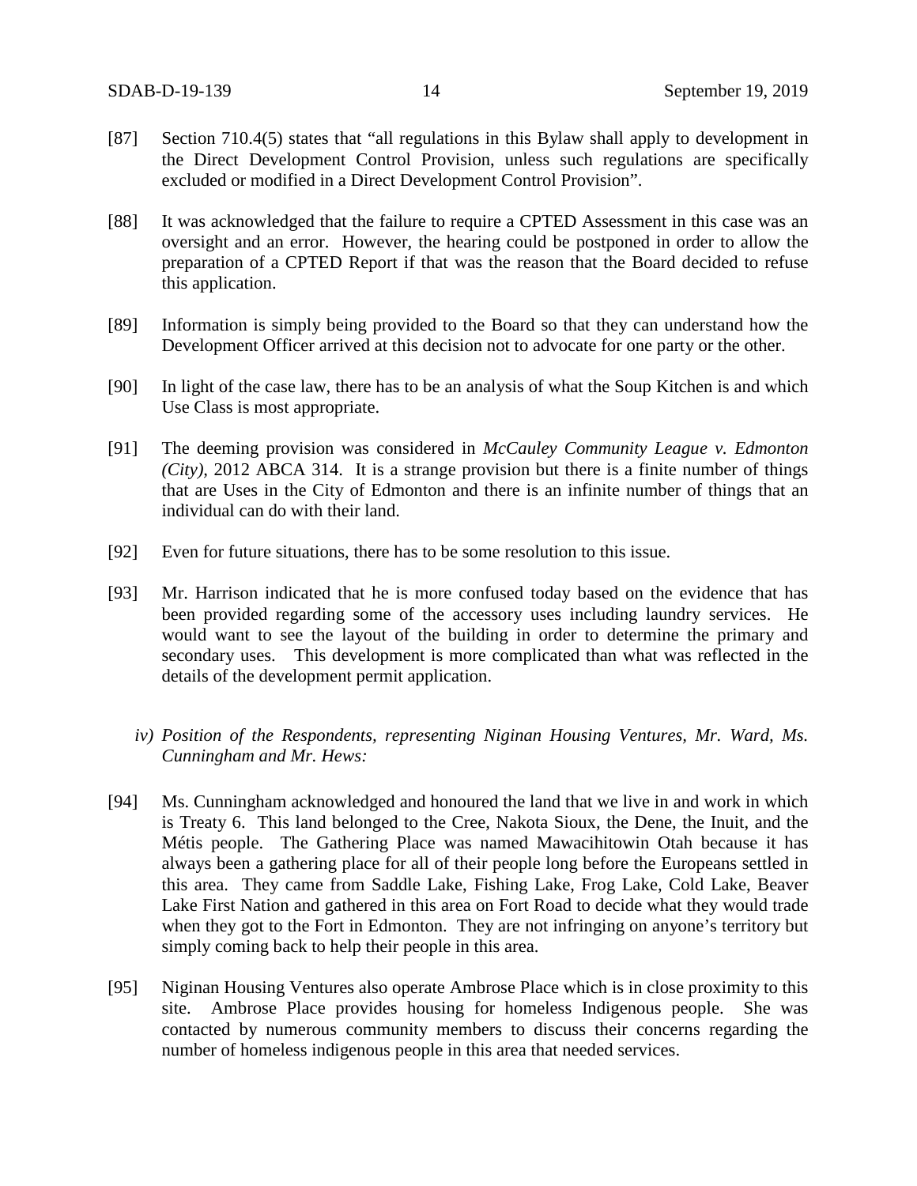[87] Section 710.4(5) states that "all regulations in this Bylaw shall apply to development in the Direct Development Control Provision, unless such regulations are specifically excluded or modified in a Direct Development Control Provision".

[88] It was acknowledged that the failure to require a CPTED Assessment in this case was an oversight and an error. However, the hearing could be postponed in order to allow the preparation of a CPTED Report if that was the reason that the Board decided to refuse this application.

[89] Information is simply being provided to the Board so that they can understand how the Development Officer arrived at this decision not to advocate for one party or the other.

[90] In light of the case law, there has to be an analysis of what the Soup Kitchen is and which Use Class is most appropriate.

[91] The deeming provision was considered in *McCauley Community League v. Edmonton (City)*, 2012 ABCA 314. It is a strange provision but there is a finite number of things that are Uses in the City of Edmonton and there is an infinite number of things that an individual can do with their land.

[92] Even for future situations, there has to be some resolution to this issue.

[93] Mr. Harrison indicated that he is more confused today based on the evidence that has been provided regarding some of the accessory uses including laundry services. He would want to see the layout of the building in order to determine the primary and secondary uses. This development is more complicated than what was reflected in the details of the development permit application.

*iv) Position of the Respondents, representing Niginan Housing Ventures, Mr. Ward, Ms. Cunningham and Mr. Hews:*

[94] Ms. Cunningham acknowledged and honoured the land that we live in and work in which is Treaty 6. This land belonged to the Cree, Nakota Sioux, the Dene, the Inuit, and the Métis people. The Gathering Place was named Mawacihitowin Otah because it has always been a gathering place for all of their people long before the Europeans settled in this area. They came from Saddle Lake, Fishing Lake, Frog Lake, Cold Lake, Beaver Lake First Nation and gathered in this area on Fort Road to decide what they would trade when they got to the Fort in Edmonton. They are not infringing on anyone's territory but simply coming back to help their people in this area.

[95] Niginan Housing Ventures also operate Ambrose Place which is in close proximity to this site. Ambrose Place provides housing for homeless Indigenous people. She was contacted by numerous community members to discuss their concerns regarding the number of homeless indigenous people in this area that needed services.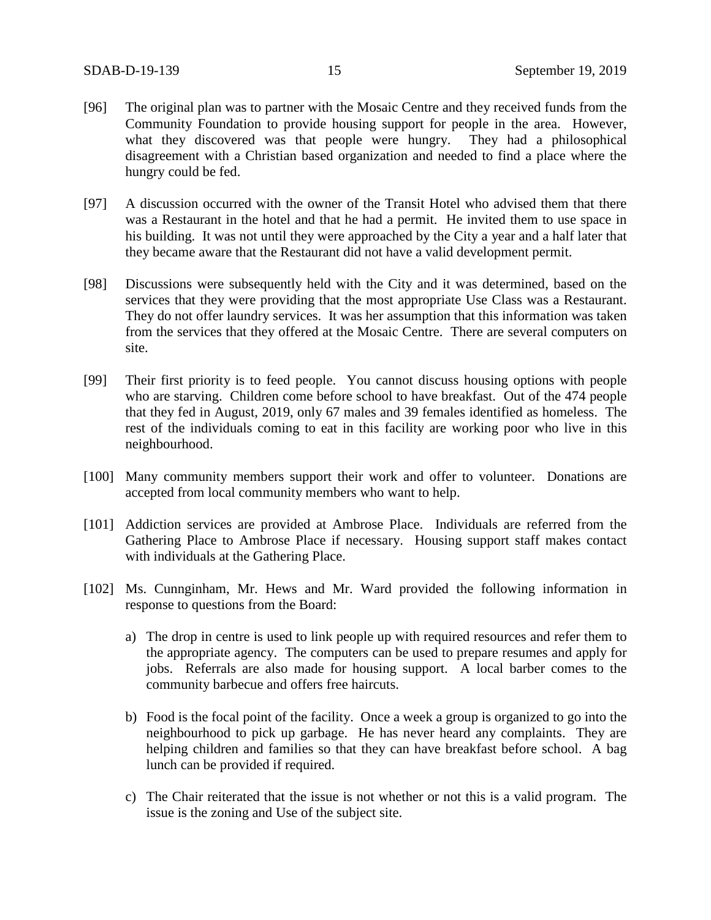[96] The original plan was to partner with the Mosaic Centre and they received funds from the Community Foundation to provide housing support for people in the area. However, what they discovered was that people were hungry. They had a philosophical disagreement with a Christian based organization and needed to find a place where the hungry could be fed.

[97] A discussion occurred with the owner of the Transit Hotel who advised them that there was a Restaurant in the hotel and that he had a permit. He invited them to use space in his building. It was not until they were approached by the City a year and a half later that they became aware that the Restaurant did not have a valid development permit.

[98] Discussions were subsequently held with the City and it was determined, based on the services that they were providing that the most appropriate Use Class was a Restaurant. They do not offer laundry services. It was her assumption that this information was taken from the services that they offered at the Mosaic Centre. There are several computers on site.

[99] Their first priority is to feed people. You cannot discuss housing options with people who are starving. Children come before school to have breakfast. Out of the 474 people that they fed in August, 2019, only 67 males and 39 females identified as homeless. The rest of the individuals coming to eat in this facility are working poor who live in this neighbourhood.

[100] Many community members support their work and offer to volunteer. Donations are accepted from local community members who want to help.

[101] Addiction services are provided at Ambrose Place. Individuals are referred from the Gathering Place to Ambrose Place if necessary. Housing support staff makes contact with individuals at the Gathering Place.

[102] Ms. Cunnginham, Mr. Hews and Mr. Ward provided the following information in response to questions from the Board:

a) The drop in centre is used to link people up with required resources and refer them to the appropriate agency. The computers can be used to prepare resumes and apply for jobs. Referrals are also made for housing support. A local barber comes to the community barbecue and offers free haircuts.

b) Food is the focal point of the facility. Once a week a group is organized to go into the neighbourhood to pick up garbage. He has never heard any complaints. They are helping children and families so that they can have breakfast before school. A bag lunch can be provided if required.

c) The Chair reiterated that the issue is not whether or not this is a valid program. The issue is the zoning and Use of the subject site.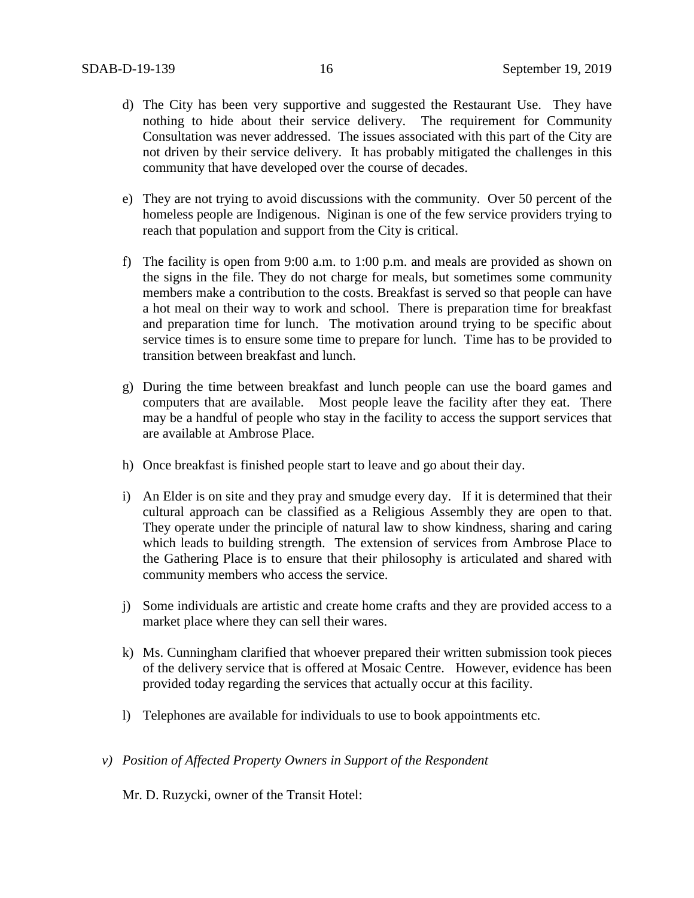d) The City has been very supportive and suggested the Restaurant Use. They have nothing to hide about their service delivery. The requirement for Community Consultation was never addressed. The issues associated with this part of the City are not driven by their service delivery. It has probably mitigated the challenges in this community that have developed over the course of decades.

e) They are not trying to avoid discussions with the community. Over 50 percent of the homeless people are Indigenous. Niginan is one of the few service providers trying to reach that population and support from the City is critical.

f) The facility is open from 9:00 a.m. to 1:00 p.m. and meals are provided as shown on the signs in the file. They do not charge for meals, but sometimes some community members make a contribution to the costs. Breakfast is served so that people can have a hot meal on their way to work and school. There is preparation time for breakfast and preparation time for lunch. The motivation around trying to be specific about service times is to ensure some time to prepare for lunch. Time has to be provided to transition between breakfast and lunch.

g) During the time between breakfast and lunch people can use the board games and computers that are available. Most people leave the facility after they eat. There may be a handful of people who stay in the facility to access the support services that are available at Ambrose Place.

h) Once breakfast is finished people start to leave and go about their day.

i) An Elder is on site and they pray and smudge every day. If it is determined that their cultural approach can be classified as a Religious Assembly they are open to that. They operate under the principle of natural law to show kindness, sharing and caring which leads to building strength. The extension of services from Ambrose Place to the Gathering Place is to ensure that their philosophy is articulated and shared with community members who access the service.

j) Some individuals are artistic and create home crafts and they are provided access to a market place where they can sell their wares.

k) Ms. Cunningham clarified that whoever prepared their written submission took pieces of the delivery service that is offered at Mosaic Centre. However, evidence has been provided today regarding the services that actually occur at this facility.

l) Telephones are available for individuals to use to book appointments etc.

*v) Position of Affected Property Owners in Support of the Respondent*

Mr. D. Ruzycki, owner of the Transit Hotel: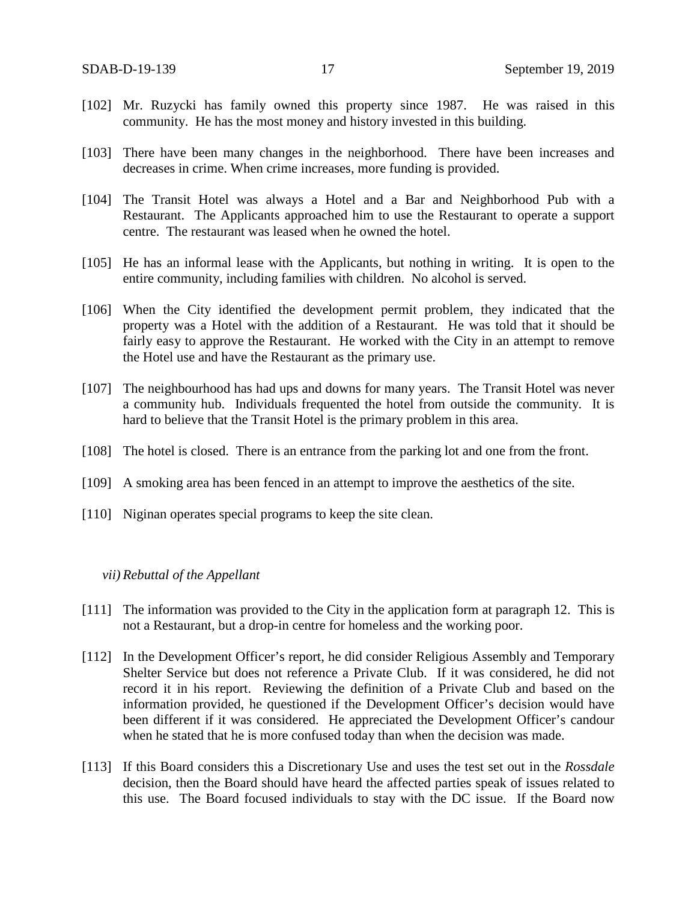[102] Mr. Ruzycki has family owned this property since 1987. He was raised in this community. He has the most money and history invested in this building.

[103] There have been many changes in the neighborhood. There have been increases and decreases in crime. When crime increases, more funding is provided.

[104] The Transit Hotel was always a Hotel and a Bar and Neighborhood Pub with a Restaurant. The Applicants approached him to use the Restaurant to operate a support centre. The restaurant was leased when he owned the hotel.

[105] He has an informal lease with the Applicants, but nothing in writing. It is open to the entire community, including families with children. No alcohol is served.

[106] When the City identified the development permit problem, they indicated that the property was a Hotel with the addition of a Restaurant. He was told that it should be fairly easy to approve the Restaurant. He worked with the City in an attempt to remove the Hotel use and have the Restaurant as the primary use.

[107] The neighbourhood has had ups and downs for many years. The Transit Hotel was never a community hub. Individuals frequented the hotel from outside the community. It is hard to believe that the Transit Hotel is the primary problem in this area.

[108] The hotel is closed. There is an entrance from the parking lot and one from the front.

[109] A smoking area has been fenced in an attempt to improve the aesthetics of the site.

[110] Niginan operates special programs to keep the site clean.

*vii) Rebuttal of the Appellant*

[111] The information was provided to the City in the application form at paragraph 12. This is not a Restaurant, but a drop-in centre for homeless and the working poor.

[112] In the Development Officer's report, he did consider Religious Assembly and Temporary Shelter Service but does not reference a Private Club. If it was considered, he did not record it in his report. Reviewing the definition of a Private Club and based on the information provided, he questioned if the Development Officer's decision would have been different if it was considered. He appreciated the Development Officer's candour when he stated that he is more confused today than when the decision was made.

[113] If this Board considers this a Discretionary Use and uses the test set out in the *Rossdale* decision, then the Board should have heard the affected parties speak of issues related to this use. The Board focused individuals to stay with the DC issue. If the Board now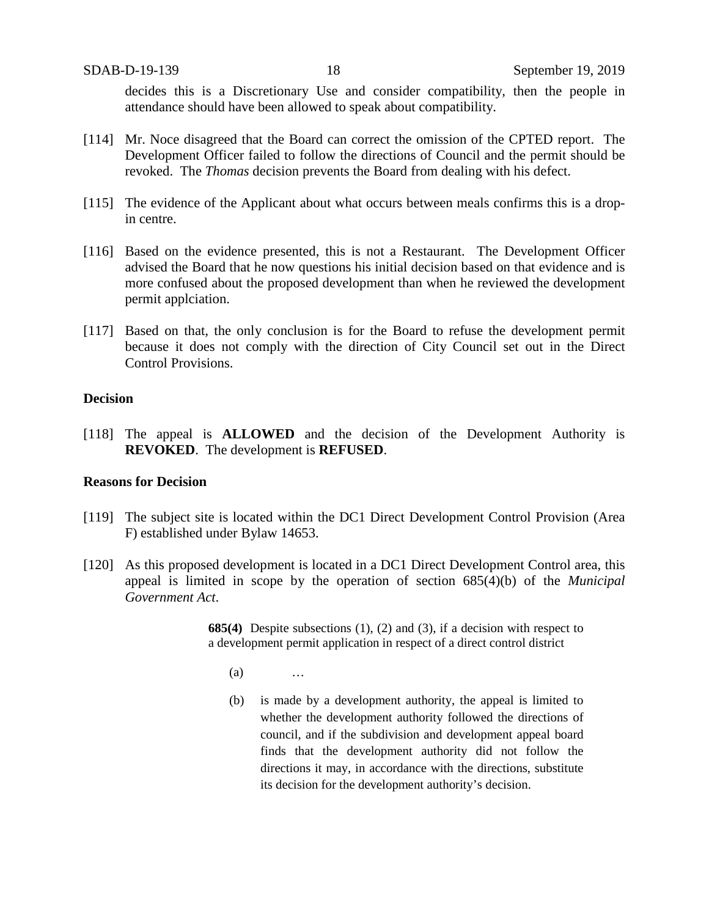decides this is a Discretionary Use and consider compatibility, then the people in attendance should have been allowed to speak about compatibility.

[114] Mr. Noce disagreed that the Board can correct the omission of the CPTED report. The Development Officer failed to follow the directions of Council and the permit should be revoked. The *Thomas* decision prevents the Board from dealing with his defect.

[115] The evidence of the Applicant about what occurs between meals confirms this is a drop-in centre.

[116] Based on the evidence presented, this is not a Restaurant. The Development Officer advised the Board that he now questions his initial decision based on that evidence and is more confused about the proposed development than when he reviewed the development permit applciation.

[117] Based on that, the only conclusion is for the Board to refuse the development permit because it does not comply with the direction of City Council set out in the Direct Control Provisions.

## Decision

[118] The appeal is **ALLOWED** and the decision of the Development Authority is **REVOKED**. The development is **REFUSED**.

## Reasons for Decision

[119] The subject site is located within the DC1 Direct Development Control Provision (Area F) established under Bylaw 14653.

[120] As this proposed development is located in a DC1 Direct Development Control area, this appeal is limited in scope by the operation of section 685(4)(b) of the *Municipal Government Act*.

> **685(4)** Despite subsections (1), (2) and (3), if a decision with respect to a development permit application in respect of a direct control district
>
> (a) …
>
> (b) is made by a development authority, the appeal is limited to whether the development authority followed the directions of council, and if the subdivision and development appeal board finds that the development authority did not follow the directions it may, in accordance with the directions, substitute its decision for the development authority's decision.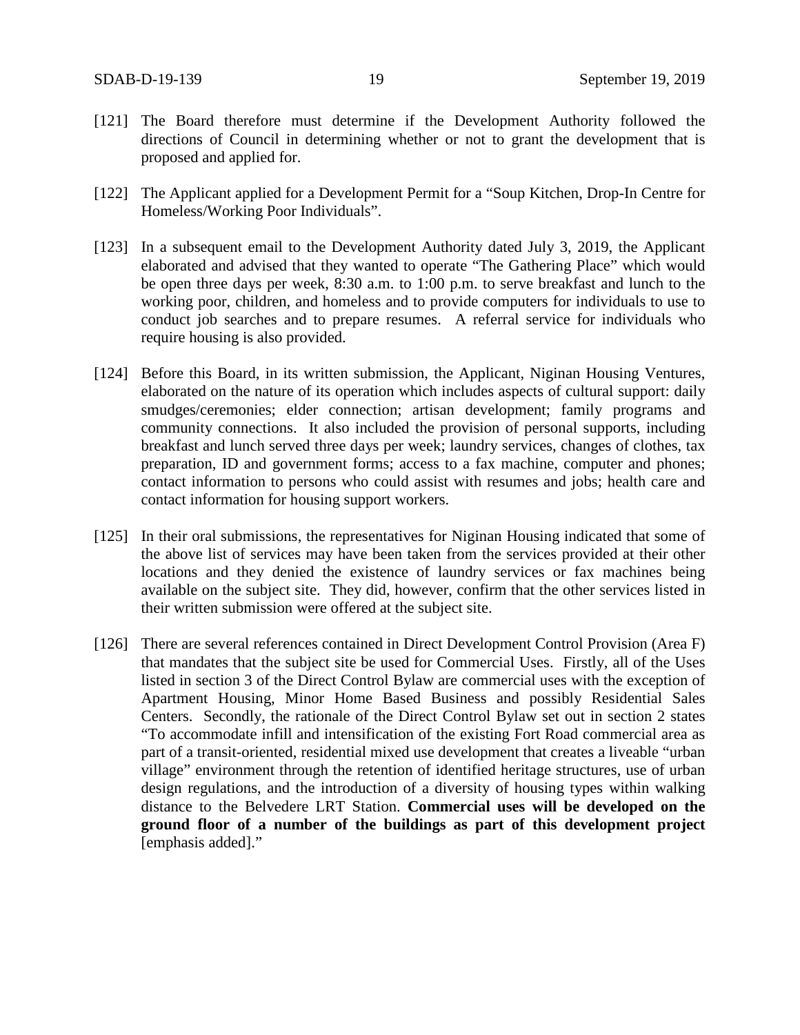[121] The Board therefore must determine if the Development Authority followed the directions of Council in determining whether or not to grant the development that is proposed and applied for.

[122] The Applicant applied for a Development Permit for a "Soup Kitchen, Drop-In Centre for Homeless/Working Poor Individuals".

[123] In a subsequent email to the Development Authority dated July 3, 2019, the Applicant elaborated and advised that they wanted to operate "The Gathering Place" which would be open three days per week, 8:30 a.m. to 1:00 p.m. to serve breakfast and lunch to the working poor, children, and homeless and to provide computers for individuals to use to conduct job searches and to prepare resumes. A referral service for individuals who require housing is also provided.

[124] Before this Board, in its written submission, the Applicant, Niginan Housing Ventures, elaborated on the nature of its operation which includes aspects of cultural support: daily smudges/ceremonies; elder connection; artisan development; family programs and community connections. It also included the provision of personal supports, including breakfast and lunch served three days per week; laundry services, changes of clothes, tax preparation, ID and government forms; access to a fax machine, computer and phones; contact information to persons who could assist with resumes and jobs; health care and contact information for housing support workers.

[125] In their oral submissions, the representatives for Niginan Housing indicated that some of the above list of services may have been taken from the services provided at their other locations and they denied the existence of laundry services or fax machines being available on the subject site. They did, however, confirm that the other services listed in their written submission were offered at the subject site.

[126] There are several references contained in Direct Development Control Provision (Area F) that mandates that the subject site be used for Commercial Uses. Firstly, all of the Uses listed in section 3 of the Direct Control Bylaw are commercial uses with the exception of Apartment Housing, Minor Home Based Business and possibly Residential Sales Centers. Secondly, the rationale of the Direct Control Bylaw set out in section 2 states "To accommodate infill and intensification of the existing Fort Road commercial area as part of a transit-oriented, residential mixed use development that creates a liveable "urban village" environment through the retention of identified heritage structures, use of urban design regulations, and the introduction of a diversity of housing types within walking distance to the Belvedere LRT Station. **Commercial uses will be developed on the ground floor of a number of the buildings as part of this development project** [emphasis added]."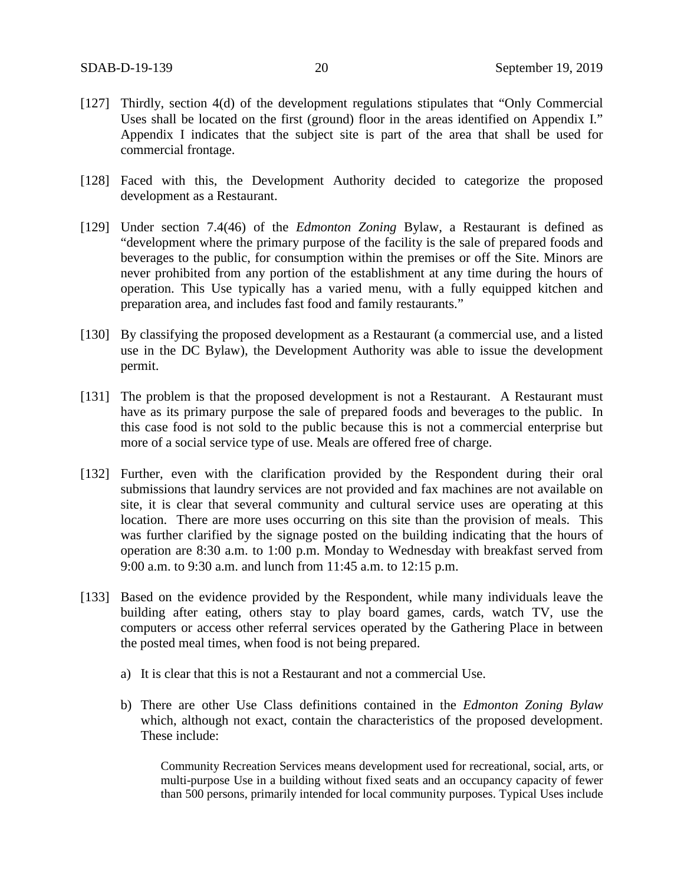[127] Thirdly, section 4(d) of the development regulations stipulates that "Only Commercial Uses shall be located on the first (ground) floor in the areas identified on Appendix I." Appendix I indicates that the subject site is part of the area that shall be used for commercial frontage.

[128] Faced with this, the Development Authority decided to categorize the proposed development as a Restaurant.

[129] Under section 7.4(46) of the *Edmonton Zoning* Bylaw, a Restaurant is defined as "development where the primary purpose of the facility is the sale of prepared foods and beverages to the public, for consumption within the premises or off the Site. Minors are never prohibited from any portion of the establishment at any time during the hours of operation. This Use typically has a varied menu, with a fully equipped kitchen and preparation area, and includes fast food and family restaurants."

[130] By classifying the proposed development as a Restaurant (a commercial use, and a listed use in the DC Bylaw), the Development Authority was able to issue the development permit.

[131] The problem is that the proposed development is not a Restaurant. A Restaurant must have as its primary purpose the sale of prepared foods and beverages to the public. In this case food is not sold to the public because this is not a commercial enterprise but more of a social service type of use. Meals are offered free of charge.

[132] Further, even with the clarification provided by the Respondent during their oral submissions that laundry services are not provided and fax machines are not available on site, it is clear that several community and cultural service uses are operating at this location. There are more uses occurring on this site than the provision of meals. This was further clarified by the signage posted on the building indicating that the hours of operation are 8:30 a.m. to 1:00 p.m. Monday to Wednesday with breakfast served from 9:00 a.m. to 9:30 a.m. and lunch from 11:45 a.m. to 12:15 p.m.

[133] Based on the evidence provided by the Respondent, while many individuals leave the building after eating, others stay to play board games, cards, watch TV, use the computers or access other referral services operated by the Gathering Place in between the posted meal times, when food is not being prepared.

a) It is clear that this is not a Restaurant and not a commercial Use.

b) There are other Use Class definitions contained in the *Edmonton Zoning Bylaw* which, although not exact, contain the characteristics of the proposed development. These include:

> Community Recreation Services means development used for recreational, social, arts, or multi-purpose Use in a building without fixed seats and an occupancy capacity of fewer than 500 persons, primarily intended for local community purposes. Typical Uses include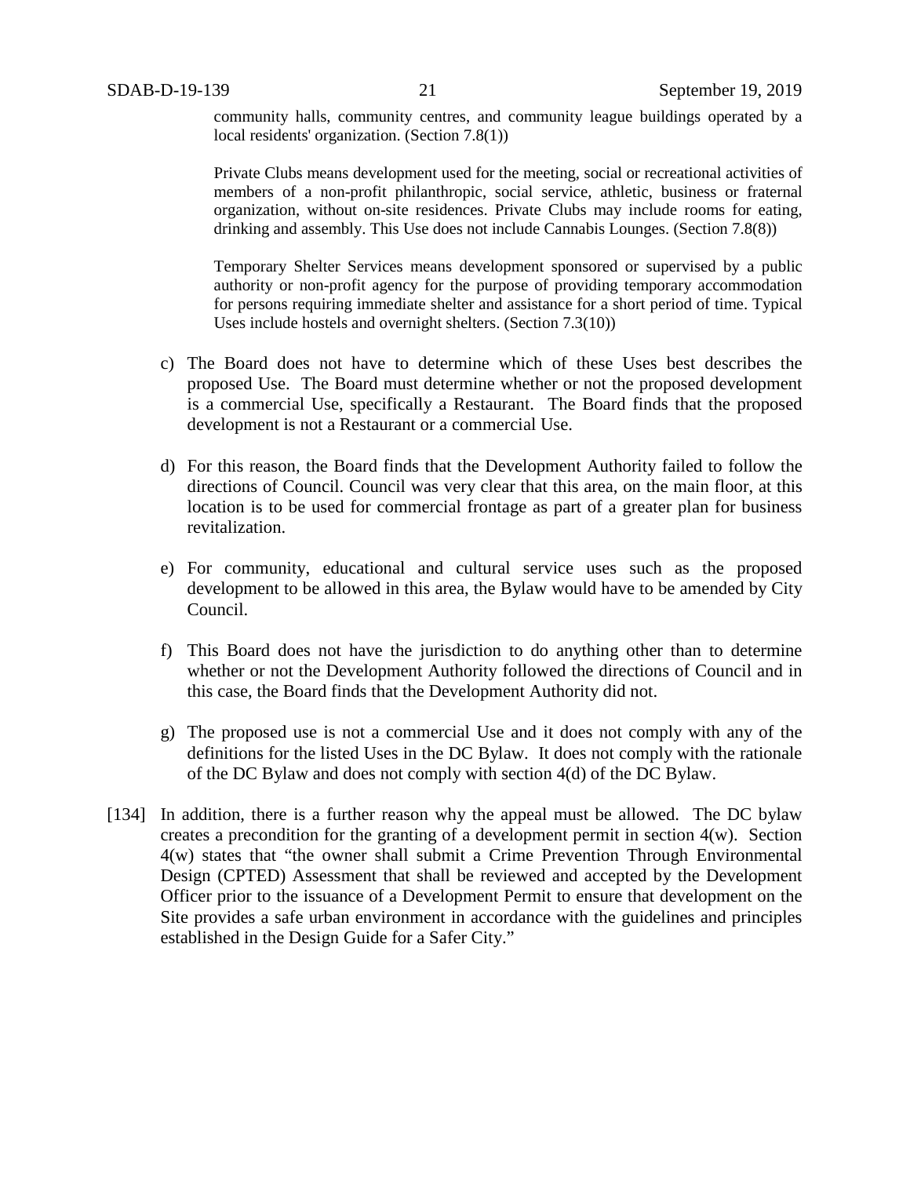community halls, community centres, and community league buildings operated by a local residents' organization. (Section 7.8(1))

> Private Clubs means development used for the meeting, social or recreational activities of members of a non-profit philanthropic, social service, athletic, business or fraternal organization, without on-site residences. Private Clubs may include rooms for eating, drinking and assembly. This Use does not include Cannabis Lounges. (Section 7.8(8))
>
> Temporary Shelter Services means development sponsored or supervised by a public authority or non-profit agency for the purpose of providing temporary accommodation for persons requiring immediate shelter and assistance for a short period of time. Typical Uses include hostels and overnight shelters. (Section 7.3(10))

c) The Board does not have to determine which of these Uses best describes the proposed Use. The Board must determine whether or not the proposed development is a commercial Use, specifically a Restaurant. The Board finds that the proposed development is not a Restaurant or a commercial Use.

d) For this reason, the Board finds that the Development Authority failed to follow the directions of Council. Council was very clear that this area, on the main floor, at this location is to be used for commercial frontage as part of a greater plan for business revitalization.

e) For community, educational and cultural service uses such as the proposed development to be allowed in this area, the Bylaw would have to be amended by City Council.

f) This Board does not have the jurisdiction to do anything other than to determine whether or not the Development Authority followed the directions of Council and in this case, the Board finds that the Development Authority did not.

g) The proposed use is not a commercial Use and it does not comply with any of the definitions for the listed Uses in the DC Bylaw. It does not comply with the rationale of the DC Bylaw and does not comply with section 4(d) of the DC Bylaw.

[134] In addition, there is a further reason why the appeal must be allowed. The DC bylaw creates a precondition for the granting of a development permit in section 4(w). Section 4(w) states that "the owner shall submit a Crime Prevention Through Environmental Design (CPTED) Assessment that shall be reviewed and accepted by the Development Officer prior to the issuance of a Development Permit to ensure that development on the Site provides a safe urban environment in accordance with the guidelines and principles established in the Design Guide for a Safer City."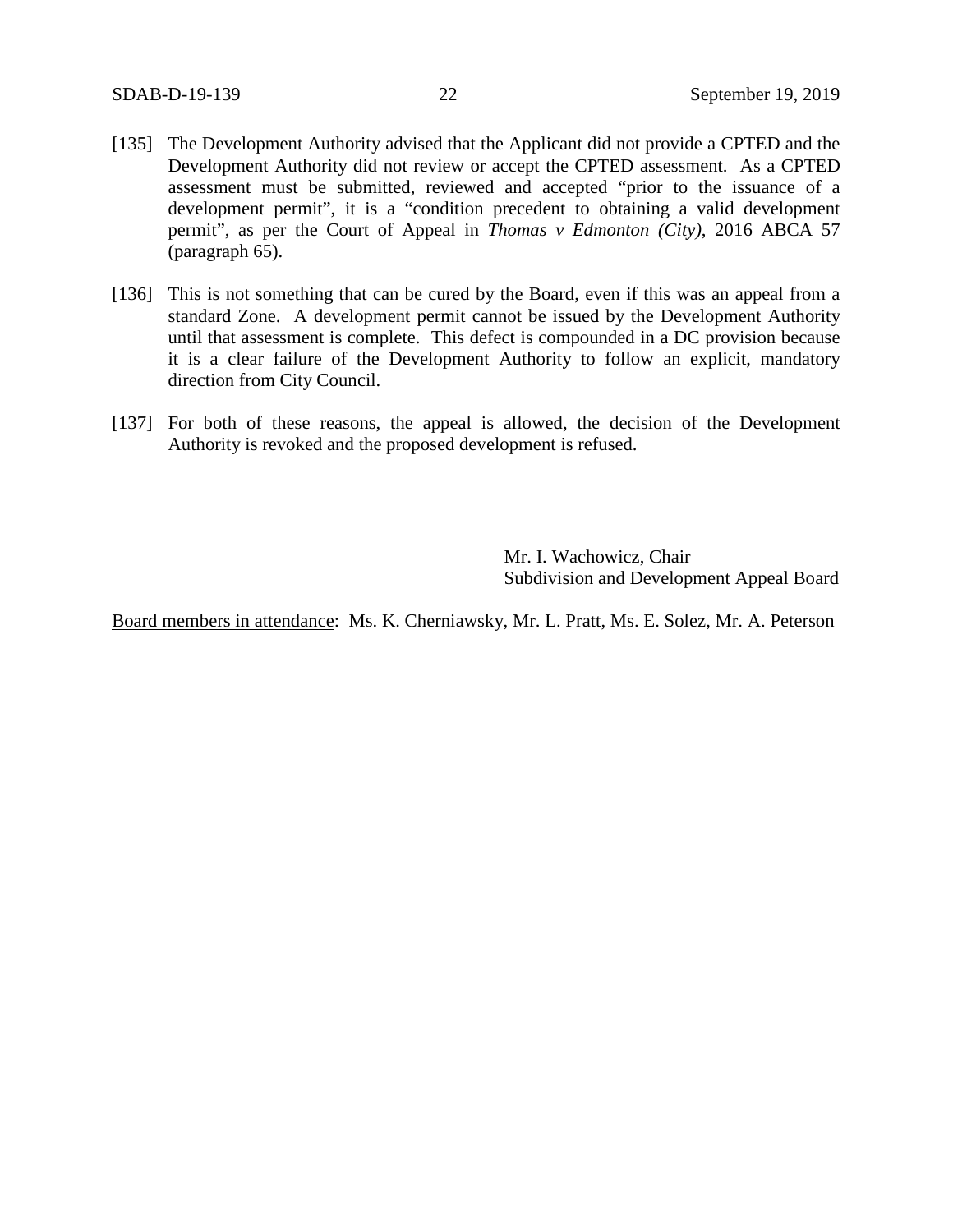[135] The Development Authority advised that the Applicant did not provide a CPTED and the Development Authority did not review or accept the CPTED assessment. As a CPTED assessment must be submitted, reviewed and accepted "prior to the issuance of a development permit", it is a "condition precedent to obtaining a valid development permit", as per the Court of Appeal in *Thomas v Edmonton (City)*, 2016 ABCA 57 (paragraph 65).

[136] This is not something that can be cured by the Board, even if this was an appeal from a standard Zone. A development permit cannot be issued by the Development Authority until that assessment is complete. This defect is compounded in a DC provision because it is a clear failure of the Development Authority to follow an explicit, mandatory direction from City Council.

[137] For both of these reasons, the appeal is allowed, the decision of the Development Authority is revoked and the proposed development is refused.

Mr. I. Wachowicz, Chair
Subdivision and Development Appeal Board

Board members in attendance: Ms. K. Cherniawsky, Mr. L. Pratt, Ms. E. Solez, Mr. A. Peterson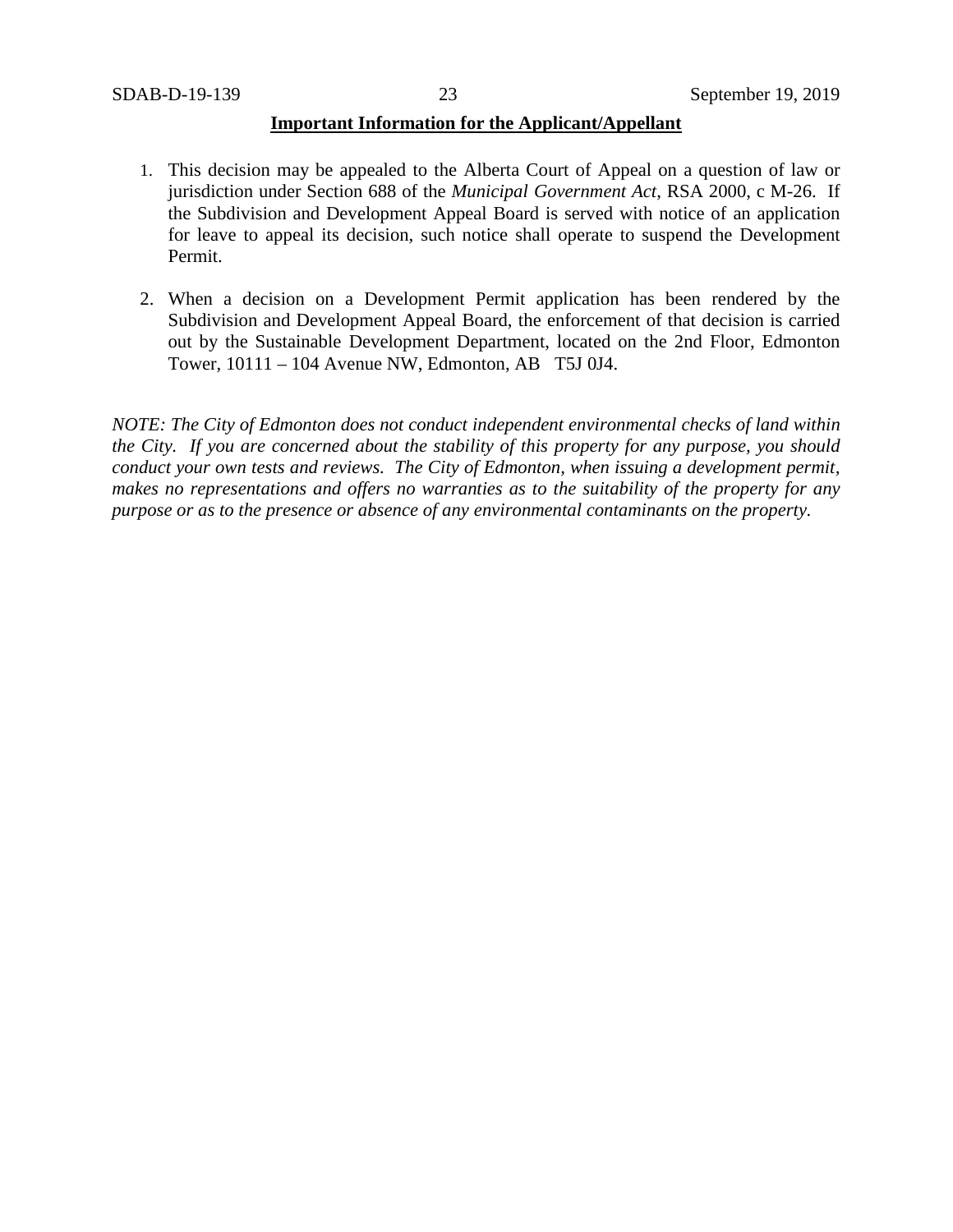**Important Information for the Applicant/Appellant**

1. This decision may be appealed to the Alberta Court of Appeal on a question of law or jurisdiction under Section 688 of the *Municipal Government Act*, RSA 2000, c M-26. If the Subdivision and Development Appeal Board is served with notice of an application for leave to appeal its decision, such notice shall operate to suspend the Development Permit.

2. When a decision on a Development Permit application has been rendered by the Subdivision and Development Appeal Board, the enforcement of that decision is carried out by the Sustainable Development Department, located on the 2nd Floor, Edmonton Tower, 10111 – 104 Avenue NW, Edmonton, AB T5J 0J4.

*NOTE: The City of Edmonton does not conduct independent environmental checks of land within the City. If you are concerned about the stability of this property for any purpose, you should conduct your own tests and reviews. The City of Edmonton, when issuing a development permit, makes no representations and offers no warranties as to the suitability of the property for any purpose or as to the presence or absence of any environmental contaminants on the property.*